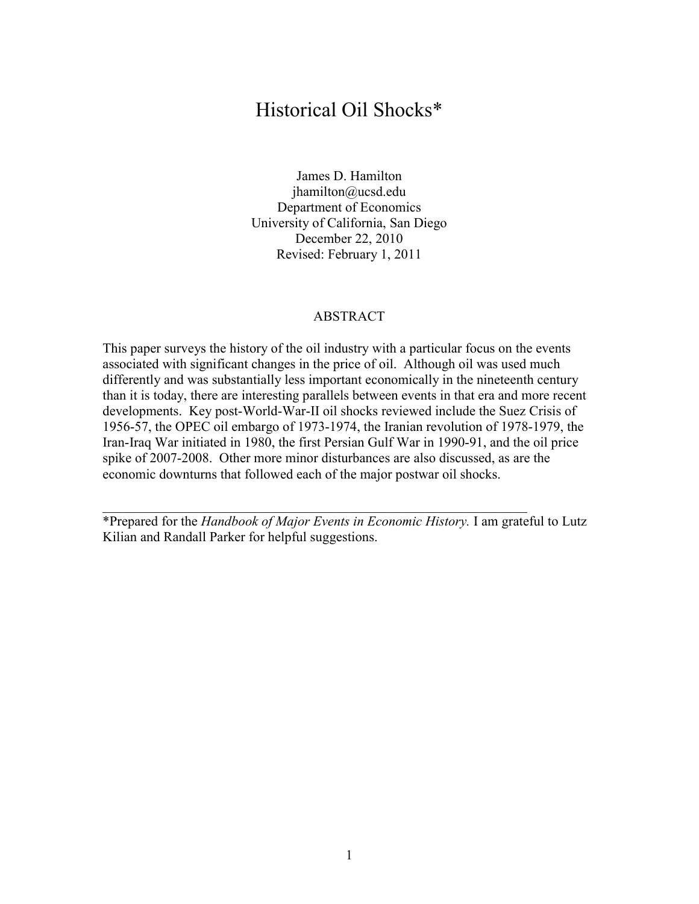# Historical Oil Shocks*

James D. Hamilton
jhamilton@ucsd.edu
Department of Economics
University of California, San Diego
December 22, 2010
Revised: February 1, 2011

## ABSTRACT

This paper surveys the history of the oil industry with a particular focus on the events associated with significant changes in the price of oil. Although oil was used much differently and was substantially less important economically in the nineteenth century than it is today, there are interesting parallels between events in that era and more recent developments. Key post-World-War-II oil shocks reviewed include the Suez Crisis of 1956-57, the OPEC oil embargo of 1973-1974, the Iranian revolution of 1978-1979, the Iran-Iraq War initiated in 1980, the first Persian Gulf War in 1990-91, and the oil price spike of 2007-2008. Other more minor disturbances are also discussed, as are the economic downturns that followed each of the major postwar oil shocks.

---

*Prepared for the *Handbook of Major Events in Economic History.* I am grateful to Lutz Kilian and Randall Parker for helpful suggestions.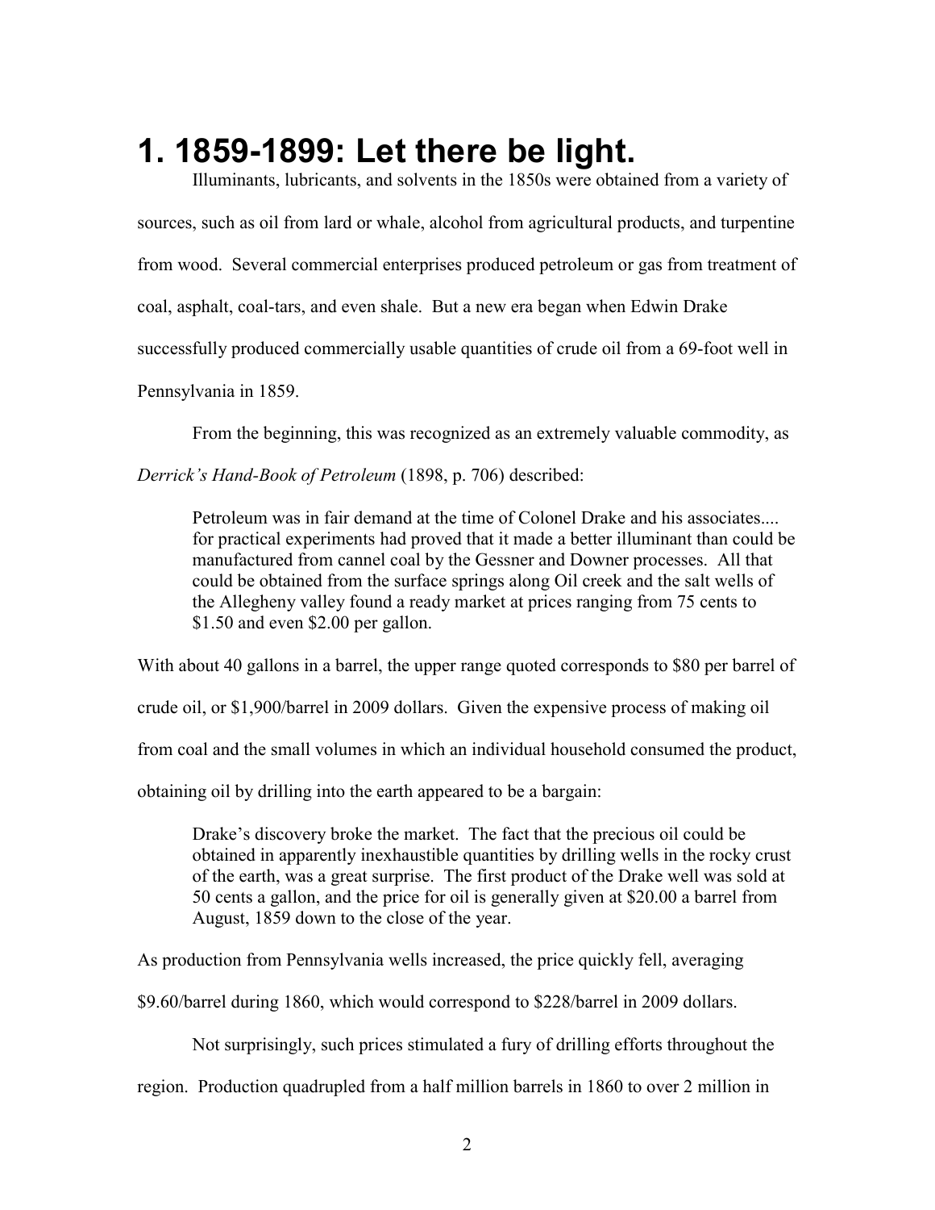# 1. 1859-1899: Let there be light.

Illuminants, lubricants, and solvents in the 1850s were obtained from a variety of sources, such as oil from lard or whale, alcohol from agricultural products, and turpentine from wood. Several commercial enterprises produced petroleum or gas from treatment of coal, asphalt, coal-tars, and even shale. But a new era began when Edwin Drake successfully produced commercially usable quantities of crude oil from a 69-foot well in Pennsylvania in 1859.

From the beginning, this was recognized as an extremely valuable commodity, as *Derrick's Hand-Book of Petroleum* (1898, p. 706) described:

> Petroleum was in fair demand at the time of Colonel Drake and his associates.... for practical experiments had proved that it made a better illuminant than could be manufactured from cannel coal by the Gessner and Downer processes. All that could be obtained from the surface springs along Oil creek and the salt wells of the Allegheny valley found a ready market at prices ranging from 75 cents to \$1.50 and even \$2.00 per gallon.

With about 40 gallons in a barrel, the upper range quoted corresponds to \$80 per barrel of crude oil, or \$1,900/barrel in 2009 dollars. Given the expensive process of making oil from coal and the small volumes in which an individual household consumed the product, obtaining oil by drilling into the earth appeared to be a bargain:

> Drake's discovery broke the market. The fact that the precious oil could be obtained in apparently inexhaustible quantities by drilling wells in the rocky crust of the earth, was a great surprise. The first product of the Drake well was sold at 50 cents a gallon, and the price for oil is generally given at \$20.00 a barrel from August, 1859 down to the close of the year.

As production from Pennsylvania wells increased, the price quickly fell, averaging \$9.60/barrel during 1860, which would correspond to \$228/barrel in 2009 dollars.

Not surprisingly, such prices stimulated a fury of drilling efforts throughout the region. Production quadrupled from a half million barrels in 1860 to over 2 million in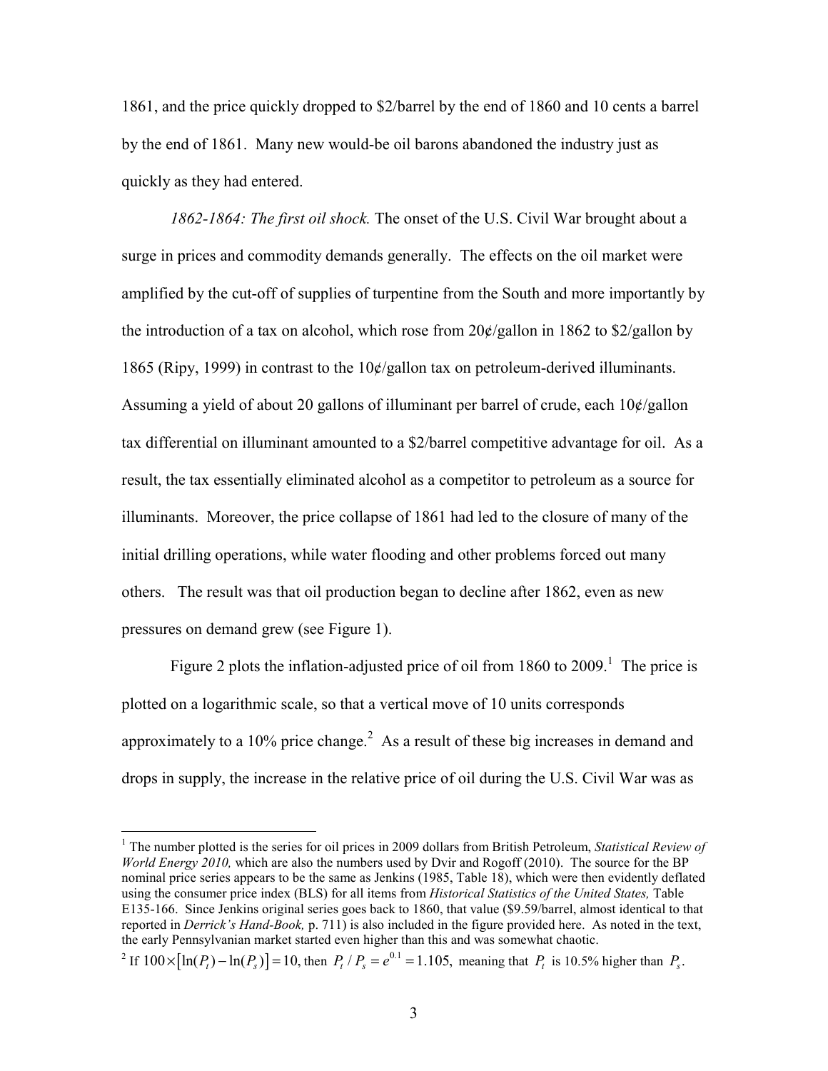1861, and the price quickly dropped to \$2/barrel by the end of 1860 and 10 cents a barrel by the end of 1861. Many new would-be oil barons abandoned the industry just as quickly as they had entered.

*1862-1864: The first oil shock.* The onset of the U.S. Civil War brought about a surge in prices and commodity demands generally. The effects on the oil market were amplified by the cut-off of supplies of turpentine from the South and more importantly by the introduction of a tax on alcohol, which rose from 20¢/gallon in 1862 to \$2/gallon by 1865 (Ripy, 1999) in contrast to the 10¢/gallon tax on petroleum-derived illuminants. Assuming a yield of about 20 gallons of illuminant per barrel of crude, each 10¢/gallon tax differential on illuminant amounted to a \$2/barrel competitive advantage for oil. As a result, the tax essentially eliminated alcohol as a competitor to petroleum as a source for illuminants. Moreover, the price collapse of 1861 had led to the closure of many of the initial drilling operations, while water flooding and other problems forced out many others. The result was that oil production began to decline after 1862, even as new pressures on demand grew (see Figure 1).

Figure 2 plots the inflation-adjusted price of oil from 1860 to 2009.[1] The price is plotted on a logarithmic scale, so that a vertical move of 10 units corresponds approximately to a 10% price change.[2] As a result of these big increases in demand and drops in supply, the increase in the relative price of oil during the U.S. Civil War was as

---

[1] The number plotted is the series for oil prices in 2009 dollars from British Petroleum, *Statistical Review of World Energy 2010,* which are also the numbers used by Dvir and Rogoff (2010). The source for the BP nominal price series appears to be the same as Jenkins (1985, Table 18), which were then evidently deflated using the consumer price index (BLS) for all items from *Historical Statistics of the United States,* Table E135-166. Since Jenkins original series goes back to 1860, that value (\$9.59/barrel, almost identical to that reported in *Derrick's Hand-Book,* p. 711) is also included in the figure provided here. As noted in the text, the early Pennsylvanian market started even higher than this and was somewhat chaotic.

[2] If $100 \times [\ln(P_t) - \ln(P_s)] = 10$, then $P_t / P_s = e^{0.1} = 1.105$, meaning that $P_t$ is 10.5% higher than $P_s$.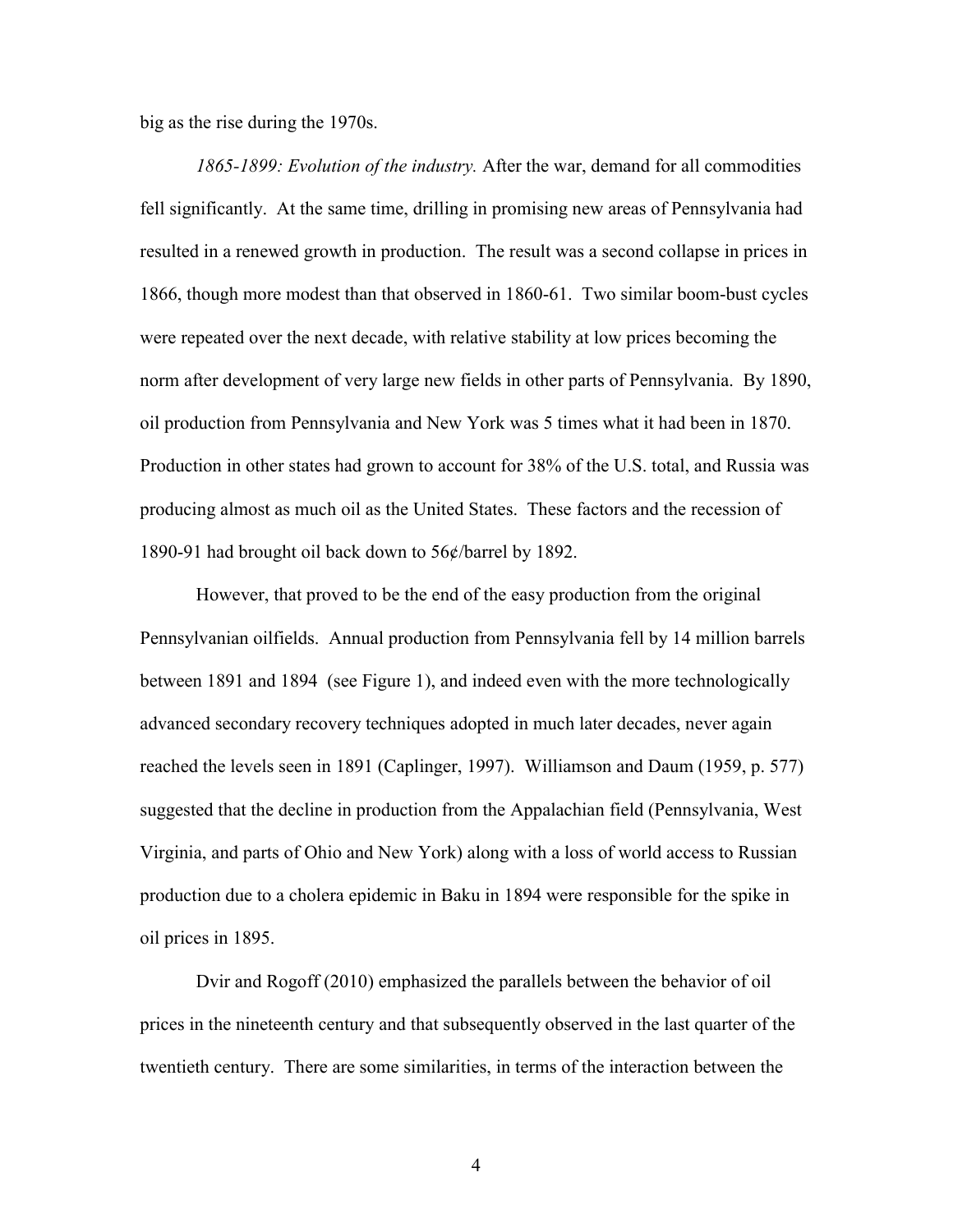big as the rise during the 1970s.

*1865-1899: Evolution of the industry.* After the war, demand for all commodities fell significantly. At the same time, drilling in promising new areas of Pennsylvania had resulted in a renewed growth in production. The result was a second collapse in prices in 1866, though more modest than that observed in 1860-61. Two similar boom-bust cycles were repeated over the next decade, with relative stability at low prices becoming the norm after development of very large new fields in other parts of Pennsylvania. By 1890, oil production from Pennsylvania and New York was 5 times what it had been in 1870. Production in other states had grown to account for 38% of the U.S. total, and Russia was producing almost as much oil as the United States. These factors and the recession of 1890-91 had brought oil back down to 56¢/barrel by 1892.

However, that proved to be the end of the easy production from the original Pennsylvanian oilfields. Annual production from Pennsylvania fell by 14 million barrels between 1891 and 1894 (see Figure 1), and indeed even with the more technologically advanced secondary recovery techniques adopted in much later decades, never again reached the levels seen in 1891 (Caplinger, 1997). Williamson and Daum (1959, p. 577) suggested that the decline in production from the Appalachian field (Pennsylvania, West Virginia, and parts of Ohio and New York) along with a loss of world access to Russian production due to a cholera epidemic in Baku in 1894 were responsible for the spike in oil prices in 1895.

Dvir and Rogoff (2010) emphasized the parallels between the behavior of oil prices in the nineteenth century and that subsequently observed in the last quarter of the twentieth century. There are some similarities, in terms of the interaction between the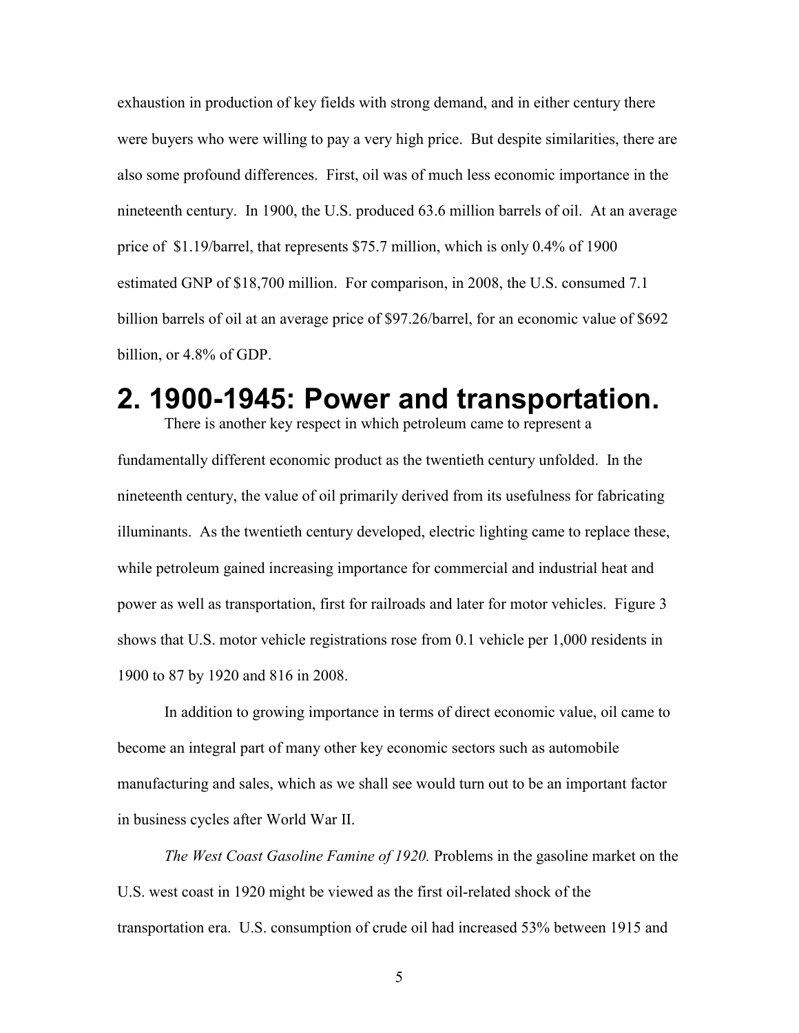exhaustion in production of key fields with strong demand, and in either century there were buyers who were willing to pay a very high price. But despite similarities, there are also some profound differences. First, oil was of much less economic importance in the nineteenth century. In 1900, the U.S. produced 63.6 million barrels of oil. At an average price of $1.19/barrel, that represents $75.7 million, which is only 0.4% of 1900 estimated GNP of $18,700 million. For comparison, in 2008, the U.S. consumed 7.1 billion barrels of oil at an average price of $97.26/barrel, for an economic value of $692 billion, or 4.8% of GDP.

# 2. 1900-1945: Power and transportation.

There is another key respect in which petroleum came to represent a fundamentally different economic product as the twentieth century unfolded. In the nineteenth century, the value of oil primarily derived from its usefulness for fabricating illuminants. As the twentieth century developed, electric lighting came to replace these, while petroleum gained increasing importance for commercial and industrial heat and power as well as transportation, first for railroads and later for motor vehicles. Figure 3 shows that U.S. motor vehicle registrations rose from 0.1 vehicle per 1,000 residents in 1900 to 87 by 1920 and 816 in 2008.

In addition to growing importance in terms of direct economic value, oil came to become an integral part of many other key economic sectors such as automobile manufacturing and sales, which as we shall see would turn out to be an important factor in business cycles after World War II.

*The West Coast Gasoline Famine of 1920.* Problems in the gasoline market on the U.S. west coast in 1920 might be viewed as the first oil-related shock of the transportation era. U.S. consumption of crude oil had increased 53% between 1915 and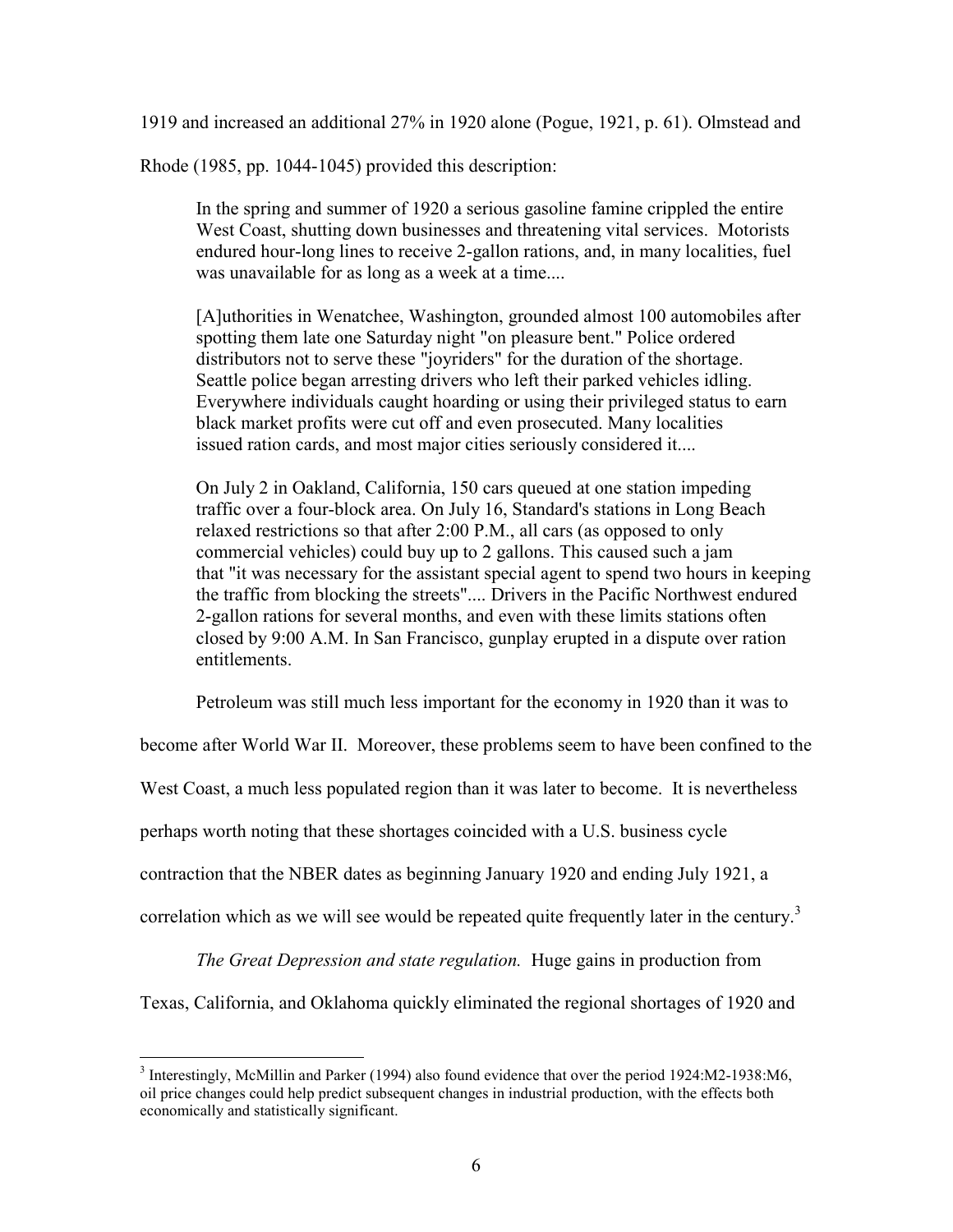1919 and increased an additional 27% in 1920 alone (Pogue, 1921, p. 61). Olmstead and Rhode (1985, pp. 1044-1045) provided this description:

> In the spring and summer of 1920 a serious gasoline famine crippled the entire West Coast, shutting down businesses and threatening vital services. Motorists endured hour-long lines to receive 2-gallon rations, and, in many localities, fuel was unavailable for as long as a week at a time....
>
> [A]uthorities in Wenatchee, Washington, grounded almost 100 automobiles after spotting them late one Saturday night "on pleasure bent." Police ordered distributors not to serve these "joyriders" for the duration of the shortage. Seattle police began arresting drivers who left their parked vehicles idling. Everywhere individuals caught hoarding or using their privileged status to earn black market profits were cut off and even prosecuted. Many localities issued ration cards, and most major cities seriously considered it....
>
> On July 2 in Oakland, California, 150 cars queued at one station impeding traffic over a four-block area. On July 16, Standard's stations in Long Beach relaxed restrictions so that after 2:00 P.M., all cars (as opposed to only commercial vehicles) could buy up to 2 gallons. This caused such a jam that "it was necessary for the assistant special agent to spend two hours in keeping the traffic from blocking the streets".... Drivers in the Pacific Northwest endured 2-gallon rations for several months, and even with these limits stations often closed by 9:00 A.M. In San Francisco, gunplay erupted in a dispute over ration entitlements.

Petroleum was still much less important for the economy in 1920 than it was to become after World War II. Moreover, these problems seem to have been confined to the West Coast, a much less populated region than it was later to become. It is nevertheless perhaps worth noting that these shortages coincided with a U.S. business cycle contraction that the NBER dates as beginning January 1920 and ending July 1921, a correlation which as we will see would be repeated quite frequently later in the century.[3]

*The Great Depression and state regulation.* Huge gains in production from Texas, California, and Oklahoma quickly eliminated the regional shortages of 1920 and

[3] Interestingly, McMillin and Parker (1994) also found evidence that over the period 1924:M2-1938:M6, oil price changes could help predict subsequent changes in industrial production, with the effects both economically and statistically significant.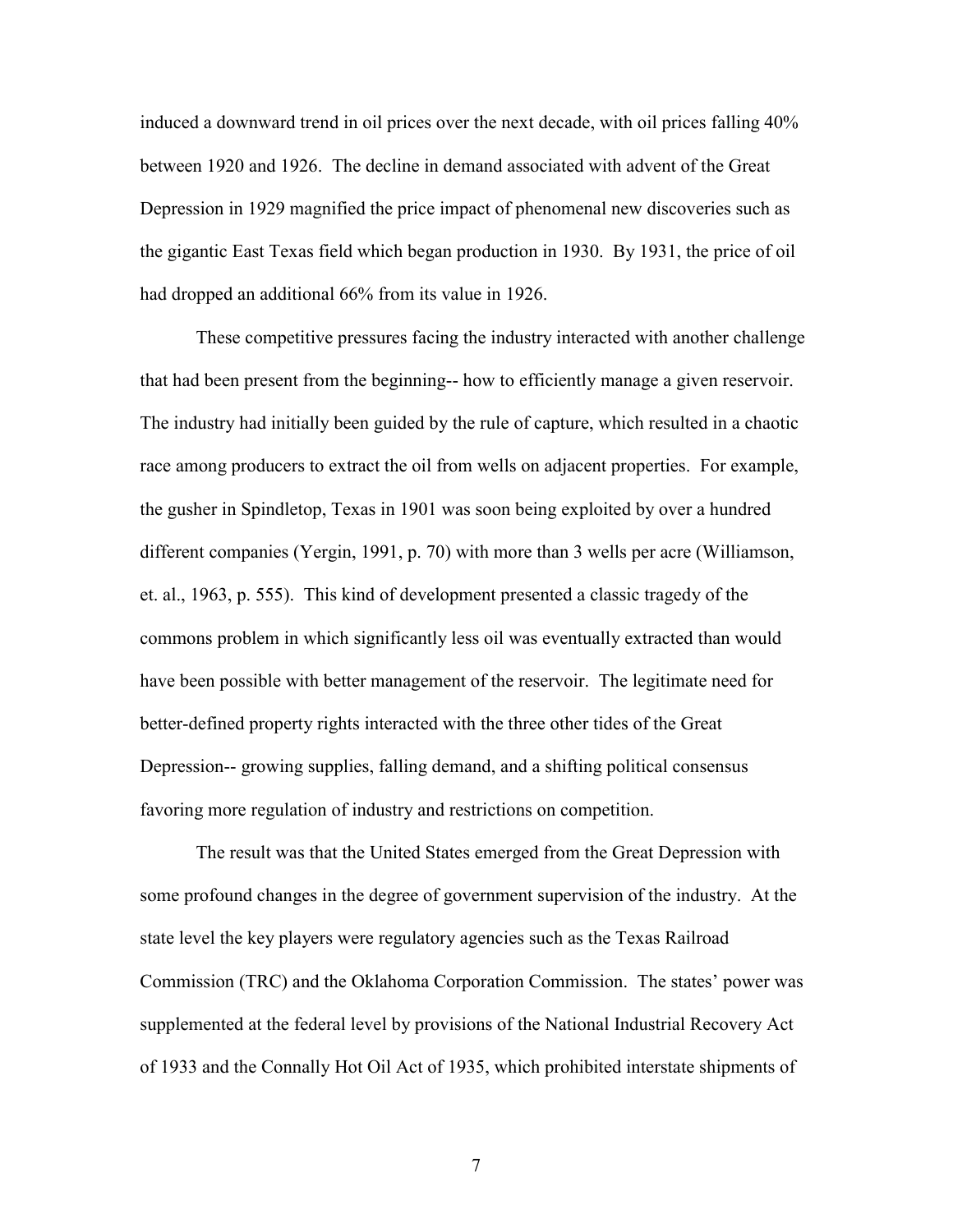induced a downward trend in oil prices over the next decade, with oil prices falling 40% between 1920 and 1926. The decline in demand associated with advent of the Great Depression in 1929 magnified the price impact of phenomenal new discoveries such as the gigantic East Texas field which began production in 1930. By 1931, the price of oil had dropped an additional 66% from its value in 1926.

These competitive pressures facing the industry interacted with another challenge that had been present from the beginning-- how to efficiently manage a given reservoir. The industry had initially been guided by the rule of capture, which resulted in a chaotic race among producers to extract the oil from wells on adjacent properties. For example, the gusher in Spindletop, Texas in 1901 was soon being exploited by over a hundred different companies (Yergin, 1991, p. 70) with more than 3 wells per acre (Williamson, et. al., 1963, p. 555). This kind of development presented a classic tragedy of the commons problem in which significantly less oil was eventually extracted than would have been possible with better management of the reservoir. The legitimate need for better-defined property rights interacted with the three other tides of the Great Depression-- growing supplies, falling demand, and a shifting political consensus favoring more regulation of industry and restrictions on competition.

The result was that the United States emerged from the Great Depression with some profound changes in the degree of government supervision of the industry. At the state level the key players were regulatory agencies such as the Texas Railroad Commission (TRC) and the Oklahoma Corporation Commission. The states' power was supplemented at the federal level by provisions of the National Industrial Recovery Act of 1933 and the Connally Hot Oil Act of 1935, which prohibited interstate shipments of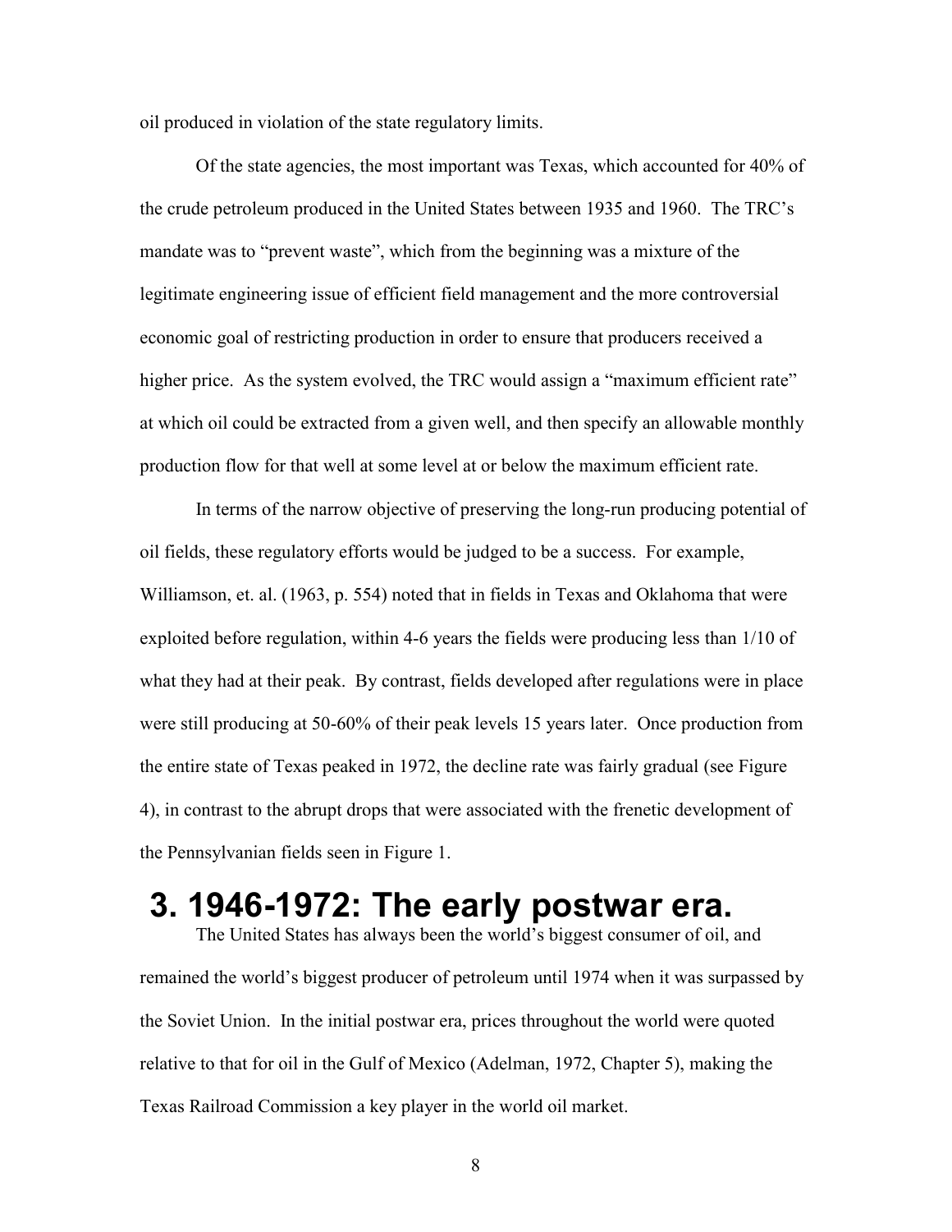oil produced in violation of the state regulatory limits.

Of the state agencies, the most important was Texas, which accounted for 40% of the crude petroleum produced in the United States between 1935 and 1960. The TRC's mandate was to "prevent waste", which from the beginning was a mixture of the legitimate engineering issue of efficient field management and the more controversial economic goal of restricting production in order to ensure that producers received a higher price. As the system evolved, the TRC would assign a "maximum efficient rate" at which oil could be extracted from a given well, and then specify an allowable monthly production flow for that well at some level at or below the maximum efficient rate.

In terms of the narrow objective of preserving the long-run producing potential of oil fields, these regulatory efforts would be judged to be a success. For example, Williamson, et. al. (1963, p. 554) noted that in fields in Texas and Oklahoma that were exploited before regulation, within 4-6 years the fields were producing less than 1/10 of what they had at their peak. By contrast, fields developed after regulations were in place were still producing at 50-60% of their peak levels 15 years later. Once production from the entire state of Texas peaked in 1972, the decline rate was fairly gradual (see Figure 4), in contrast to the abrupt drops that were associated with the frenetic development of the Pennsylvanian fields seen in Figure 1.

# 3. 1946-1972: The early postwar era.

The United States has always been the world's biggest consumer of oil, and remained the world's biggest producer of petroleum until 1974 when it was surpassed by the Soviet Union. In the initial postwar era, prices throughout the world were quoted relative to that for oil in the Gulf of Mexico (Adelman, 1972, Chapter 5), making the Texas Railroad Commission a key player in the world oil market.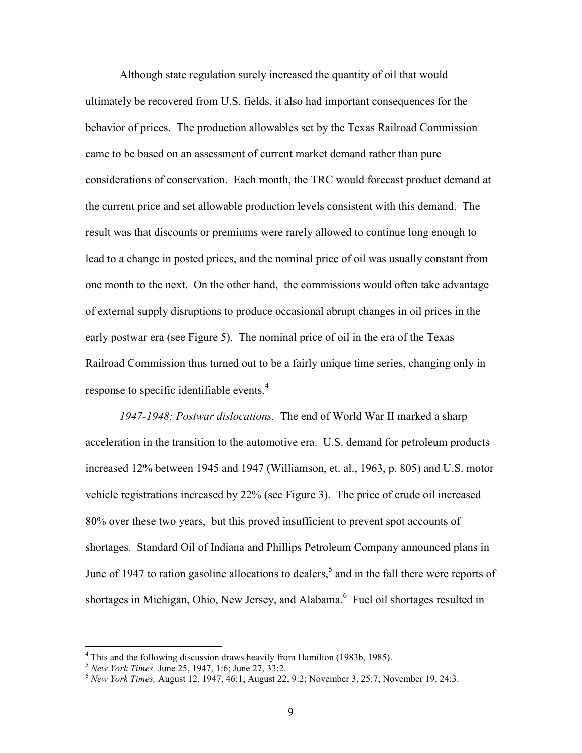Although state regulation surely increased the quantity of oil that would ultimately be recovered from U.S. fields, it also had important consequences for the behavior of prices. The production allowables set by the Texas Railroad Commission came to be based on an assessment of current market demand rather than pure considerations of conservation. Each month, the TRC would forecast product demand at the current price and set allowable production levels consistent with this demand. The result was that discounts or premiums were rarely allowed to continue long enough to lead to a change in posted prices, and the nominal price of oil was usually constant from one month to the next. On the other hand, the commissions would often take advantage of external supply disruptions to produce occasional abrupt changes in oil prices in the early postwar era (see Figure 5). The nominal price of oil in the era of the Texas Railroad Commission thus turned out to be a fairly unique time series, changing only in response to specific identifiable events.[4]

*1947-1948: Postwar dislocations.* The end of World War II marked a sharp acceleration in the transition to the automotive era. U.S. demand for petroleum products increased 12% between 1945 and 1947 (Williamson, et. al., 1963, p. 805) and U.S. motor vehicle registrations increased by 22% (see Figure 3). The price of crude oil increased 80% over these two years, but this proved insufficient to prevent spot accounts of shortages. Standard Oil of Indiana and Phillips Petroleum Company announced plans in June of 1947 to ration gasoline allocations to dealers,[5] and in the fall there were reports of shortages in Michigan, Ohio, New Jersey, and Alabama.[6] Fuel oil shortages resulted in

---

[4] This and the following discussion draws heavily from Hamilton (1983b, 1985).

[5] *New York Times,* June 25, 1947, 1:6; June 27, 33:2.

[6] *New York Times,* August 12, 1947, 46:1; August 22, 9:2; November 3, 25:7; November 19, 24:3.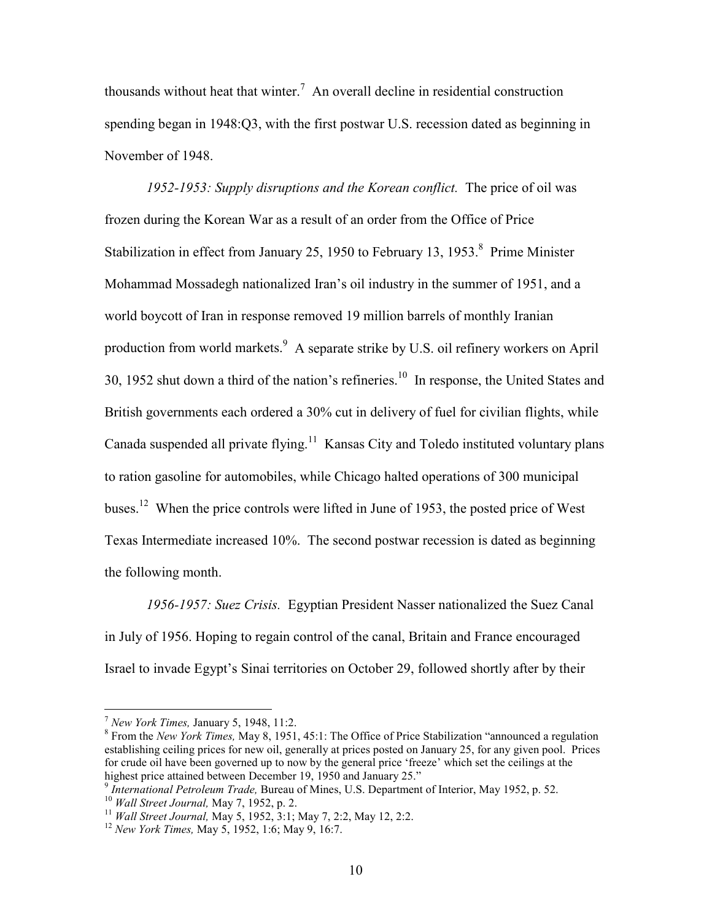thousands without heat that winter.[7] An overall decline in residential construction spending began in 1948:Q3, with the first postwar U.S. recession dated as beginning in November of 1948.

*1952-1953: Supply disruptions and the Korean conflict.* The price of oil was frozen during the Korean War as a result of an order from the Office of Price Stabilization in effect from January 25, 1950 to February 13, 1953.[8] Prime Minister Mohammad Mossadegh nationalized Iran's oil industry in the summer of 1951, and a world boycott of Iran in response removed 19 million barrels of monthly Iranian production from world markets.[9] A separate strike by U.S. oil refinery workers on April 30, 1952 shut down a third of the nation's refineries.[10] In response, the United States and British governments each ordered a 30% cut in delivery of fuel for civilian flights, while Canada suspended all private flying.[11] Kansas City and Toledo instituted voluntary plans to ration gasoline for automobiles, while Chicago halted operations of 300 municipal buses.[12] When the price controls were lifted in June of 1953, the posted price of West Texas Intermediate increased 10%. The second postwar recession is dated as beginning the following month.

*1956-1957: Suez Crisis.* Egyptian President Nasser nationalized the Suez Canal in July of 1956. Hoping to regain control of the canal, Britain and France encouraged Israel to invade Egypt's Sinai territories on October 29, followed shortly after by their

---

[7] *New York Times,* January 5, 1948, 11:2.

[8] From the *New York Times,* May 8, 1951, 45:1: The Office of Price Stabilization "announced a regulation establishing ceiling prices for new oil, generally at prices posted on January 25, for any given pool. Prices for crude oil have been governed up to now by the general price 'freeze' which set the ceilings at the highest price attained between December 19, 1950 and January 25."

[9] *International Petroleum Trade,* Bureau of Mines, U.S. Department of Interior, May 1952, p. 52.

[10] *Wall Street Journal,* May 7, 1952, p. 2.

[11] *Wall Street Journal,* May 5, 1952, 3:1; May 7, 2:2, May 12, 2:2.

[12] *New York Times,* May 5, 1952, 1:6; May 9, 16:7.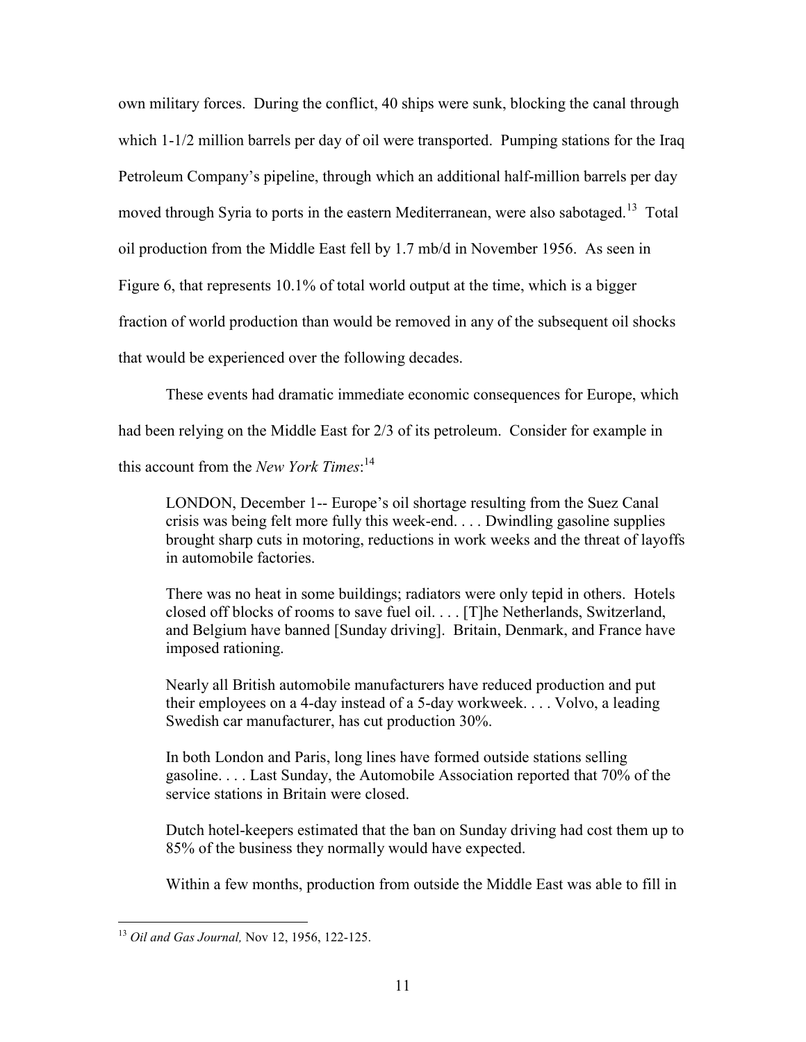own military forces. During the conflict, 40 ships were sunk, blocking the canal through which 1-1/2 million barrels per day of oil were transported. Pumping stations for the Iraq Petroleum Company's pipeline, through which an additional half-million barrels per day moved through Syria to ports in the eastern Mediterranean, were also sabotaged.[13] Total oil production from the Middle East fell by 1.7 mb/d in November 1956. As seen in Figure 6, that represents 10.1% of total world output at the time, which is a bigger fraction of world production than would be removed in any of the subsequent oil shocks that would be experienced over the following decades.

These events had dramatic immediate economic consequences for Europe, which had been relying on the Middle East for 2/3 of its petroleum. Consider for example in this account from the *New York Times*:[14]

> LONDON, December 1-- Europe's oil shortage resulting from the Suez Canal crisis was being felt more fully this week-end. . . . Dwindling gasoline supplies brought sharp cuts in motoring, reductions in work weeks and the threat of layoffs in automobile factories.
>
> There was no heat in some buildings; radiators were only tepid in others. Hotels closed off blocks of rooms to save fuel oil. . . . [T]he Netherlands, Switzerland, and Belgium have banned [Sunday driving]. Britain, Denmark, and France have imposed rationing.
>
> Nearly all British automobile manufacturers have reduced production and put their employees on a 4-day instead of a 5-day workweek. . . . Volvo, a leading Swedish car manufacturer, has cut production 30%.
>
> In both London and Paris, long lines have formed outside stations selling gasoline. . . . Last Sunday, the Automobile Association reported that 70% of the service stations in Britain were closed.
>
> Dutch hotel-keepers estimated that the ban on Sunday driving had cost them up to 85% of the business they normally would have expected.

Within a few months, production from outside the Middle East was able to fill in

---

[13] *Oil and Gas Journal,* Nov 12, 1956, 122-125.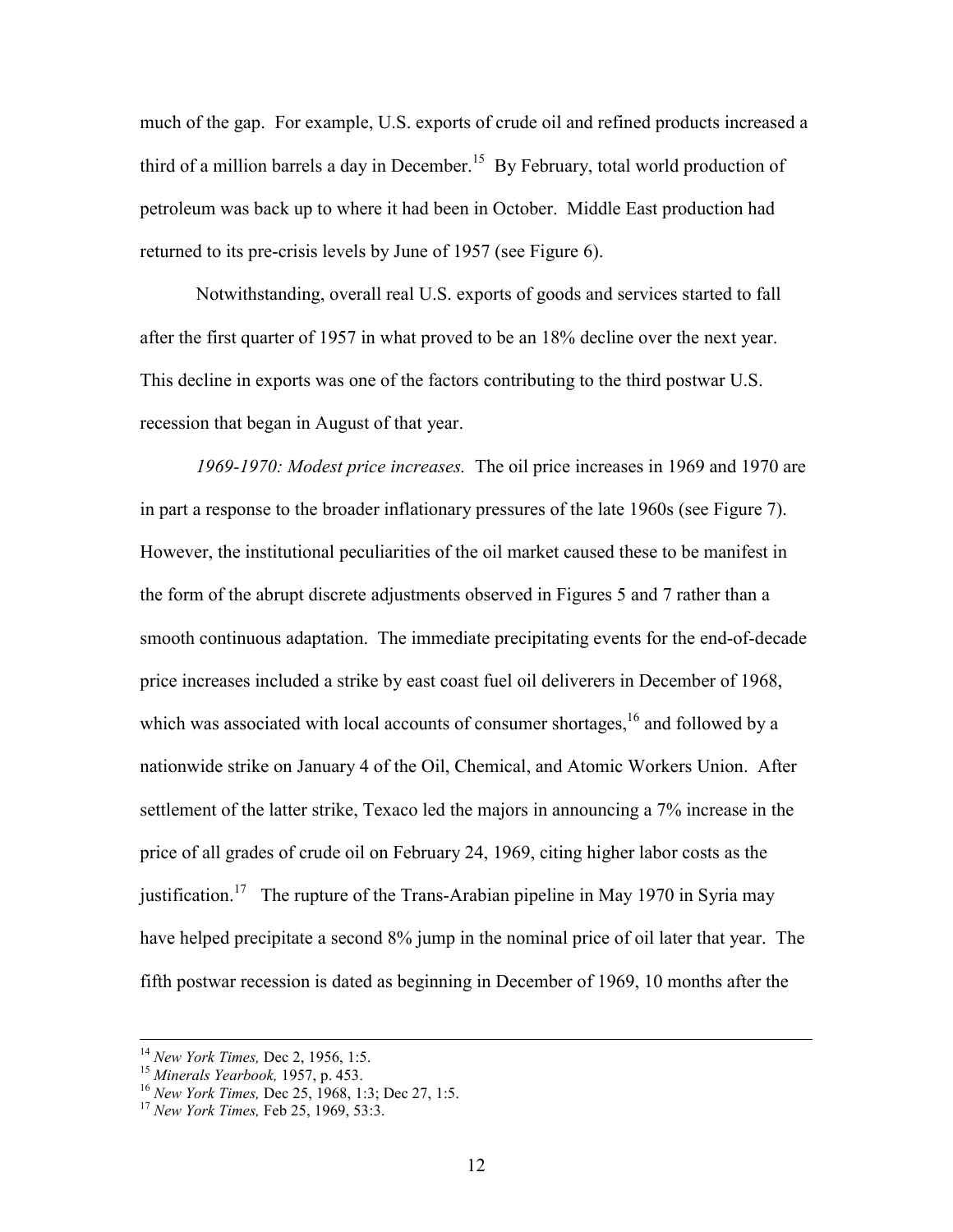much of the gap. For example, U.S. exports of crude oil and refined products increased a third of a million barrels a day in December.[15] By February, total world production of petroleum was back up to where it had been in October. Middle East production had returned to its pre-crisis levels by June of 1957 (see Figure 6).

Notwithstanding, overall real U.S. exports of goods and services started to fall after the first quarter of 1957 in what proved to be an 18% decline over the next year. This decline in exports was one of the factors contributing to the third postwar U.S. recession that began in August of that year.

*1969-1970: Modest price increases.* The oil price increases in 1969 and 1970 are in part a response to the broader inflationary pressures of the late 1960s (see Figure 7). However, the institutional peculiarities of the oil market caused these to be manifest in the form of the abrupt discrete adjustments observed in Figures 5 and 7 rather than a smooth continuous adaptation. The immediate precipitating events for the end-of-decade price increases included a strike by east coast fuel oil deliverers in December of 1968, which was associated with local accounts of consumer shortages,[16] and followed by a nationwide strike on January 4 of the Oil, Chemical, and Atomic Workers Union. After settlement of the latter strike, Texaco led the majors in announcing a 7% increase in the price of all grades of crude oil on February 24, 1969, citing higher labor costs as the justification.[17] The rupture of the Trans-Arabian pipeline in May 1970 in Syria may have helped precipitate a second 8% jump in the nominal price of oil later that year. The fifth postwar recession is dated as beginning in December of 1969, 10 months after the

---

[14] *New York Times,* Dec 2, 1956, 1:5.

[15] *Minerals Yearbook,* 1957, p. 453.

[16] *New York Times,* Dec 25, 1968, 1:3; Dec 27, 1:5.

[17] *New York Times,* Feb 25, 1969, 53:3.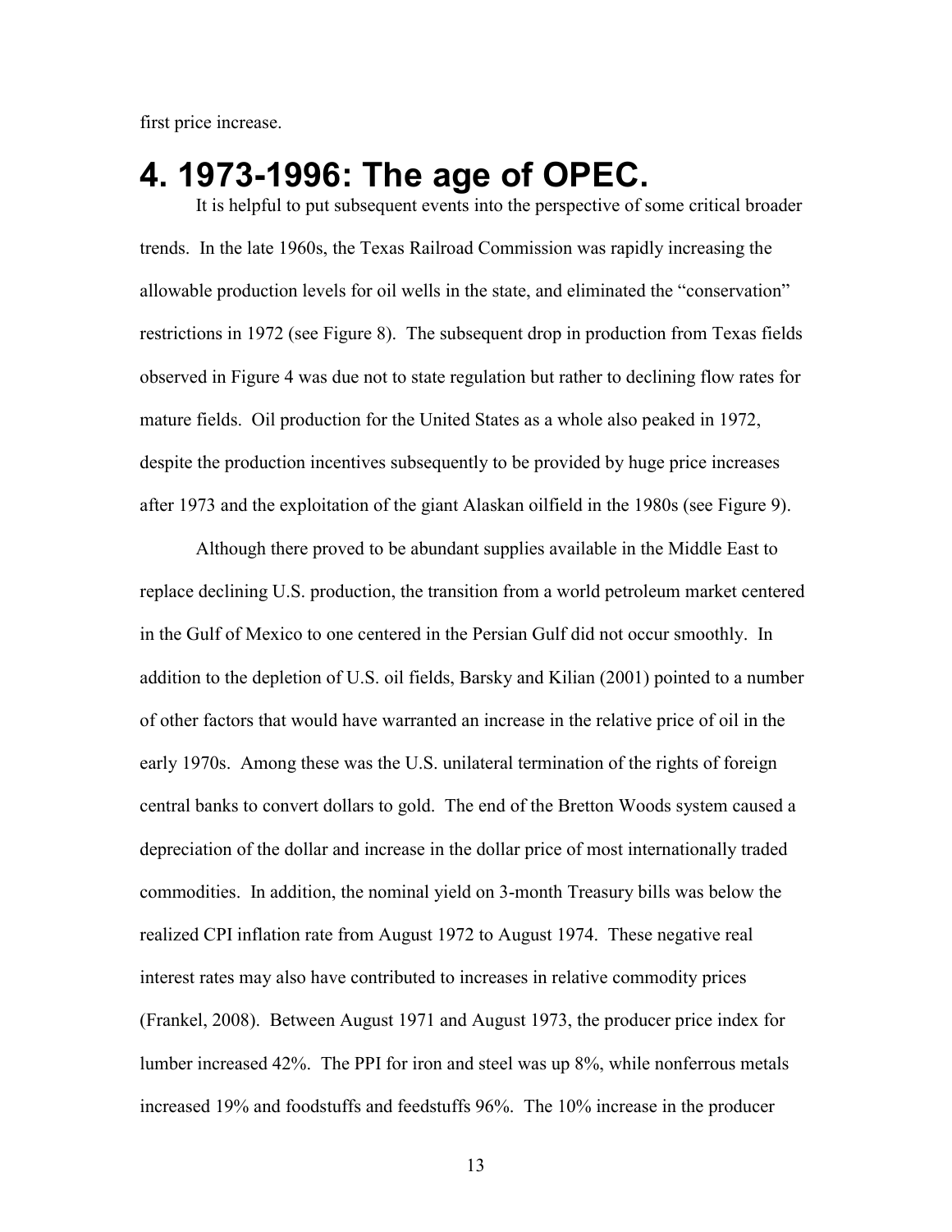first price increase.

# 4. 1973-1996: The age of OPEC.

It is helpful to put subsequent events into the perspective of some critical broader trends. In the late 1960s, the Texas Railroad Commission was rapidly increasing the allowable production levels for oil wells in the state, and eliminated the "conservation" restrictions in 1972 (see Figure 8). The subsequent drop in production from Texas fields observed in Figure 4 was due not to state regulation but rather to declining flow rates for mature fields. Oil production for the United States as a whole also peaked in 1972, despite the production incentives subsequently to be provided by huge price increases after 1973 and the exploitation of the giant Alaskan oilfield in the 1980s (see Figure 9).

Although there proved to be abundant supplies available in the Middle East to replace declining U.S. production, the transition from a world petroleum market centered in the Gulf of Mexico to one centered in the Persian Gulf did not occur smoothly. In addition to the depletion of U.S. oil fields, Barsky and Kilian (2001) pointed to a number of other factors that would have warranted an increase in the relative price of oil in the early 1970s. Among these was the U.S. unilateral termination of the rights of foreign central banks to convert dollars to gold. The end of the Bretton Woods system caused a depreciation of the dollar and increase in the dollar price of most internationally traded commodities. In addition, the nominal yield on 3-month Treasury bills was below the realized CPI inflation rate from August 1972 to August 1974. These negative real interest rates may also have contributed to increases in relative commodity prices (Frankel, 2008). Between August 1971 and August 1973, the producer price index for lumber increased 42%. The PPI for iron and steel was up 8%, while nonferrous metals increased 19% and foodstuffs and feedstuffs 96%. The 10% increase in the producer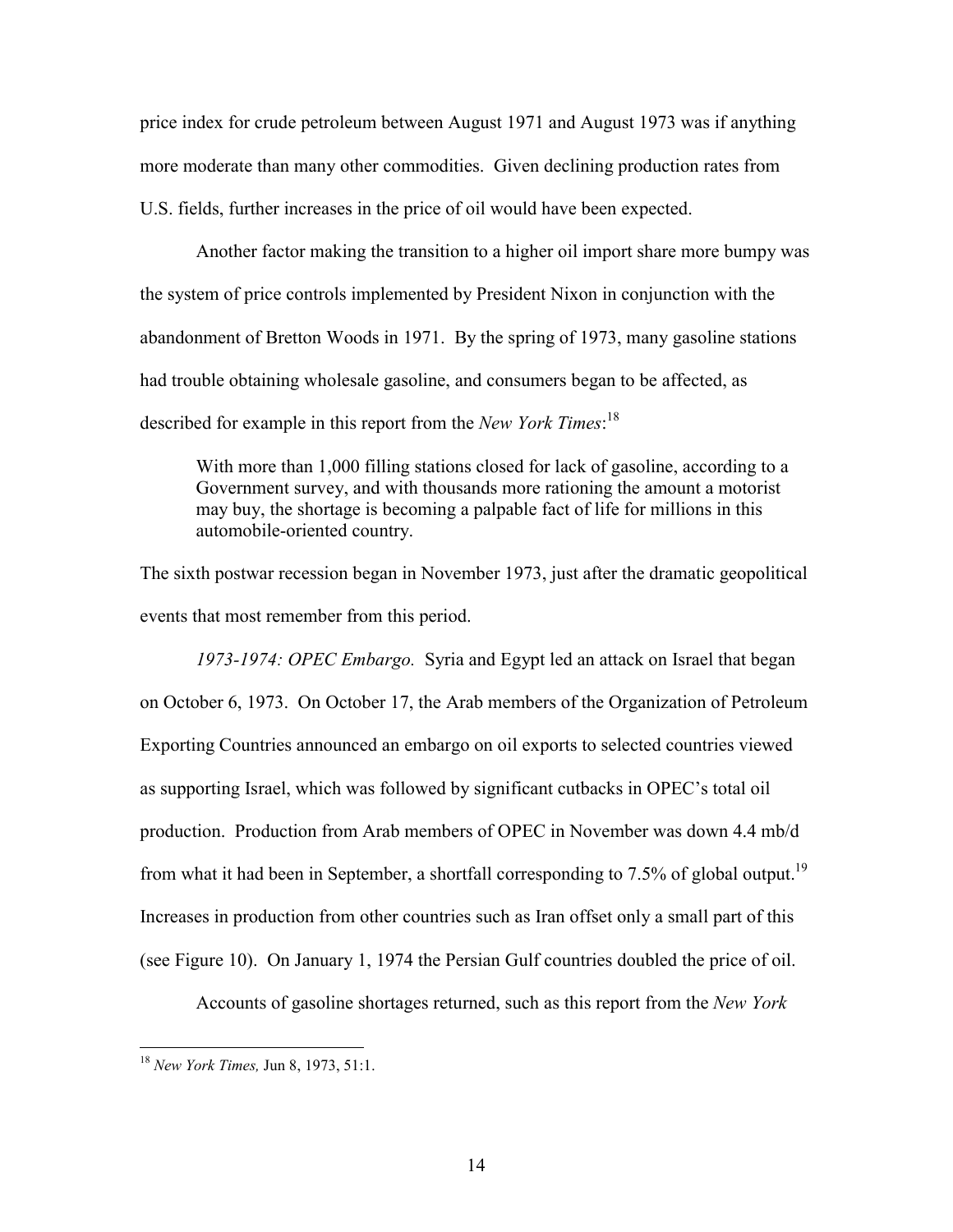price index for crude petroleum between August 1971 and August 1973 was if anything more moderate than many other commodities. Given declining production rates from U.S. fields, further increases in the price of oil would have been expected.

Another factor making the transition to a higher oil import share more bumpy was the system of price controls implemented by President Nixon in conjunction with the abandonment of Bretton Woods in 1971. By the spring of 1973, many gasoline stations had trouble obtaining wholesale gasoline, and consumers began to be affected, as described for example in this report from the *New York Times*:[18]

> With more than 1,000 filling stations closed for lack of gasoline, according to a Government survey, and with thousands more rationing the amount a motorist may buy, the shortage is becoming a palpable fact of life for millions in this automobile-oriented country.

The sixth postwar recession began in November 1973, just after the dramatic geopolitical events that most remember from this period.

*1973-1974: OPEC Embargo.* Syria and Egypt led an attack on Israel that began on October 6, 1973. On October 17, the Arab members of the Organization of Petroleum Exporting Countries announced an embargo on oil exports to selected countries viewed as supporting Israel, which was followed by significant cutbacks in OPEC's total oil production. Production from Arab members of OPEC in November was down 4.4 mb/d from what it had been in September, a shortfall corresponding to 7.5% of global output.[19] Increases in production from other countries such as Iran offset only a small part of this (see Figure 10). On January 1, 1974 the Persian Gulf countries doubled the price of oil.

Accounts of gasoline shortages returned, such as this report from the *New York*

---

[18] *New York Times,* Jun 8, 1973, 51:1.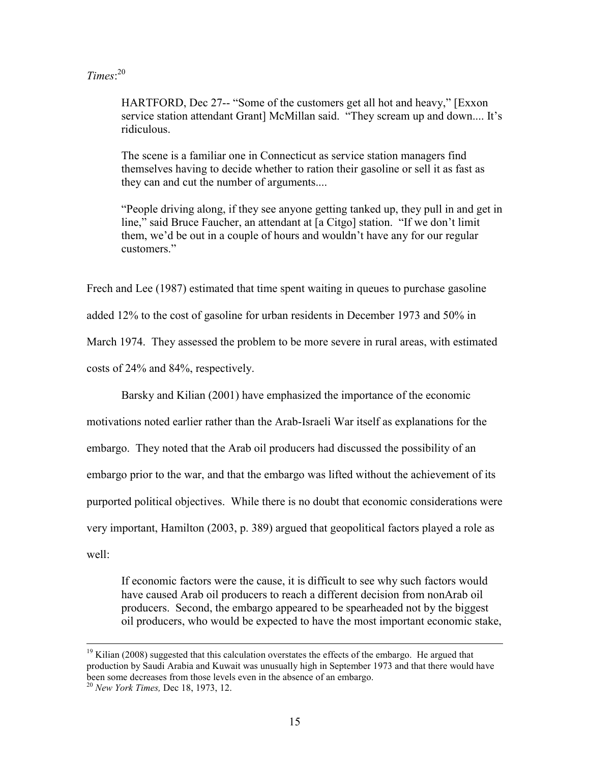*Times*:[20]

> HARTFORD, Dec 27-- "Some of the customers get all hot and heavy," [Exxon service station attendant Grant] McMillan said. "They scream up and down.... It's ridiculous.
>
> The scene is a familiar one in Connecticut as service station managers find themselves having to decide whether to ration their gasoline or sell it as fast as they can and cut the number of arguments....
>
> "People driving along, if they see anyone getting tanked up, they pull in and get in line," said Bruce Faucher, an attendant at [a Citgo] station. "If we don't limit them, we'd be out in a couple of hours and wouldn't have any for our regular customers."

Frech and Lee (1987) estimated that time spent waiting in queues to purchase gasoline added 12% to the cost of gasoline for urban residents in December 1973 and 50% in March 1974. They assessed the problem to be more severe in rural areas, with estimated costs of 24% and 84%, respectively.

Barsky and Kilian (2001) have emphasized the importance of the economic motivations noted earlier rather than the Arab-Israeli War itself as explanations for the embargo. They noted that the Arab oil producers had discussed the possibility of an embargo prior to the war, and that the embargo was lifted without the achievement of its purported political objectives. While there is no doubt that economic considerations were very important, Hamilton (2003, p. 389) argued that geopolitical factors played a role as well:

> If economic factors were the cause, it is difficult to see why such factors would have caused Arab oil producers to reach a different decision from nonArab oil producers. Second, the embargo appeared to be spearheaded not by the biggest oil producers, who would be expected to have the most important economic stake,

[19] Kilian (2008) suggested that this calculation overstates the effects of the embargo. He argued that production by Saudi Arabia and Kuwait was unusually high in September 1973 and that there would have been some decreases from those levels even in the absence of an embargo.

[20] *New York Times,* Dec 18, 1973, 12.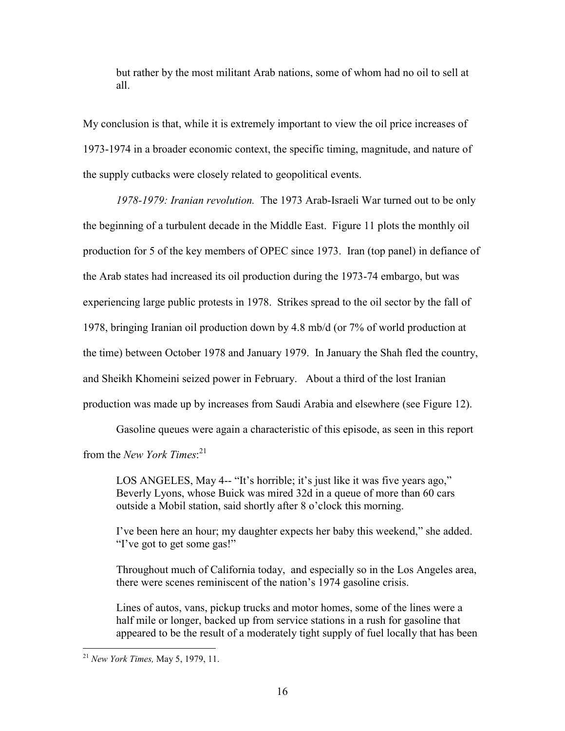> but rather by the most militant Arab nations, some of whom had no oil to sell at all.

My conclusion is that, while it is extremely important to view the oil price increases of 1973-1974 in a broader economic context, the specific timing, magnitude, and nature of the supply cutbacks were closely related to geopolitical events.

*1978-1979: Iranian revolution.* The 1973 Arab-Israeli War turned out to be only the beginning of a turbulent decade in the Middle East. Figure 11 plots the monthly oil production for 5 of the key members of OPEC since 1973. Iran (top panel) in defiance of the Arab states had increased its oil production during the 1973-74 embargo, but was experiencing large public protests in 1978. Strikes spread to the oil sector by the fall of 1978, bringing Iranian oil production down by 4.8 mb/d (or 7% of world production at the time) between October 1978 and January 1979. In January the Shah fled the country, and Sheikh Khomeini seized power in February. About a third of the lost Iranian production was made up by increases from Saudi Arabia and elsewhere (see Figure 12).

Gasoline queues were again a characteristic of this episode, as seen in this report from the *New York Times*:[21]

> LOS ANGELES, May 4-- "It's horrible; it's just like it was five years ago," Beverly Lyons, whose Buick was mired 32d in a queue of more than 60 cars outside a Mobil station, said shortly after 8 o'clock this morning.
>
> I've been here an hour; my daughter expects her baby this weekend," she added. "I've got to get some gas!"
>
> Throughout much of California today, and especially so in the Los Angeles area, there were scenes reminiscent of the nation's 1974 gasoline crisis.
>
> Lines of autos, vans, pickup trucks and motor homes, some of the lines were a half mile or longer, backed up from service stations in a rush for gasoline that appeared to be the result of a moderately tight supply of fuel locally that has been

[21] *New York Times,* May 5, 1979, 11.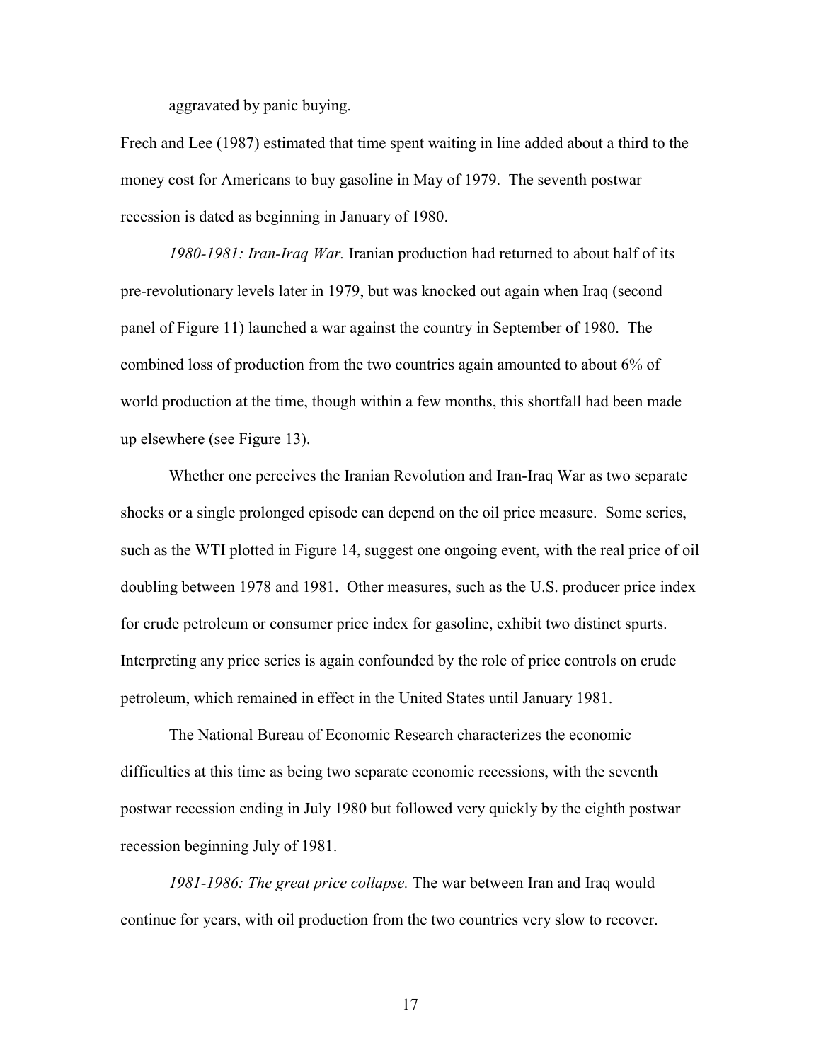aggravated by panic buying.

Frech and Lee (1987) estimated that time spent waiting in line added about a third to the money cost for Americans to buy gasoline in May of 1979. The seventh postwar recession is dated as beginning in January of 1980.

*1980-1981: Iran-Iraq War.* Iranian production had returned to about half of its pre-revolutionary levels later in 1979, but was knocked out again when Iraq (second panel of Figure 11) launched a war against the country in September of 1980. The combined loss of production from the two countries again amounted to about 6% of world production at the time, though within a few months, this shortfall had been made up elsewhere (see Figure 13).

Whether one perceives the Iranian Revolution and Iran-Iraq War as two separate shocks or a single prolonged episode can depend on the oil price measure. Some series, such as the WTI plotted in Figure 14, suggest one ongoing event, with the real price of oil doubling between 1978 and 1981. Other measures, such as the U.S. producer price index for crude petroleum or consumer price index for gasoline, exhibit two distinct spurts. Interpreting any price series is again confounded by the role of price controls on crude petroleum, which remained in effect in the United States until January 1981.

The National Bureau of Economic Research characterizes the economic difficulties at this time as being two separate economic recessions, with the seventh postwar recession ending in July 1980 but followed very quickly by the eighth postwar recession beginning July of 1981.

*1981-1986: The great price collapse.* The war between Iran and Iraq would continue for years, with oil production from the two countries very slow to recover.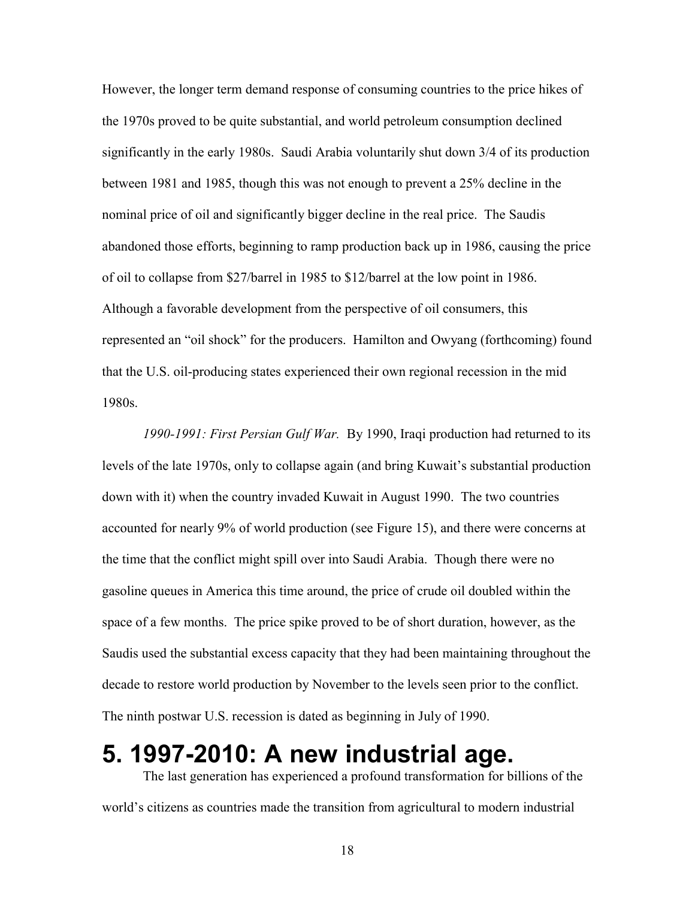However, the longer term demand response of consuming countries to the price hikes of the 1970s proved to be quite substantial, and world petroleum consumption declined significantly in the early 1980s. Saudi Arabia voluntarily shut down 3/4 of its production between 1981 and 1985, though this was not enough to prevent a 25% decline in the nominal price of oil and significantly bigger decline in the real price. The Saudis abandoned those efforts, beginning to ramp production back up in 1986, causing the price of oil to collapse from $27/barrel in 1985 to $12/barrel at the low point in 1986. Although a favorable development from the perspective of oil consumers, this represented an "oil shock" for the producers. Hamilton and Owyang (forthcoming) found that the U.S. oil-producing states experienced their own regional recession in the mid 1980s.

*1990-1991: First Persian Gulf War.* By 1990, Iraqi production had returned to its levels of the late 1970s, only to collapse again (and bring Kuwait's substantial production down with it) when the country invaded Kuwait in August 1990. The two countries accounted for nearly 9% of world production (see Figure 15), and there were concerns at the time that the conflict might spill over into Saudi Arabia. Though there were no gasoline queues in America this time around, the price of crude oil doubled within the space of a few months. The price spike proved to be of short duration, however, as the Saudis used the substantial excess capacity that they had been maintaining throughout the decade to restore world production by November to the levels seen prior to the conflict. The ninth postwar U.S. recession is dated as beginning in July of 1990.

# 5. 1997-2010: A new industrial age.

The last generation has experienced a profound transformation for billions of the world's citizens as countries made the transition from agricultural to modern industrial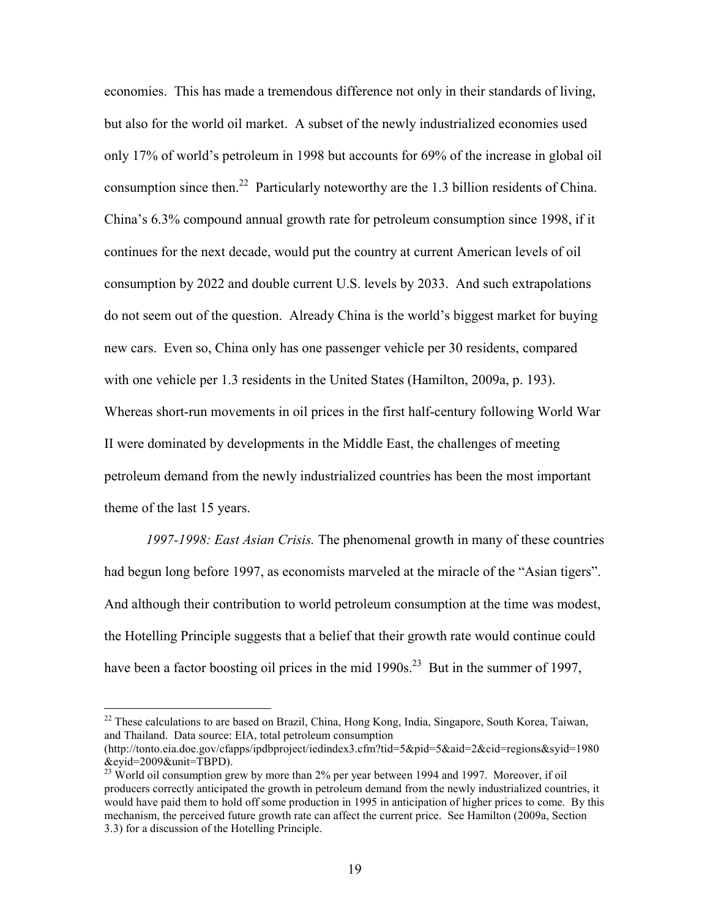economies. This has made a tremendous difference not only in their standards of living, but also for the world oil market. A subset of the newly industrialized economies used only 17% of world's petroleum in 1998 but accounts for 69% of the increase in global oil consumption since then.[22] Particularly noteworthy are the 1.3 billion residents of China. China's 6.3% compound annual growth rate for petroleum consumption since 1998, if it continues for the next decade, would put the country at current American levels of oil consumption by 2022 and double current U.S. levels by 2033. And such extrapolations do not seem out of the question. Already China is the world's biggest market for buying new cars. Even so, China only has one passenger vehicle per 30 residents, compared with one vehicle per 1.3 residents in the United States (Hamilton, 2009a, p. 193). Whereas short-run movements in oil prices in the first half-century following World War II were dominated by developments in the Middle East, the challenges of meeting petroleum demand from the newly industrialized countries has been the most important theme of the last 15 years.

*1997-1998: East Asian Crisis.* The phenomenal growth in many of these countries had begun long before 1997, as economists marveled at the miracle of the "Asian tigers". And although their contribution to world petroleum consumption at the time was modest, the Hotelling Principle suggests that a belief that their growth rate would continue could have been a factor boosting oil prices in the mid 1990s.[23] But in the summer of 1997,

---

[22] These calculations to are based on Brazil, China, Hong Kong, India, Singapore, South Korea, Taiwan, and Thailand. Data source: EIA, total petroleum consumption (http://tonto.eia.doe.gov/cfapps/ipdbproject/iedindex3.cfm?tid=5&pid=5&aid=2&cid=regions&syid=1980&eyid=2009&unit=TBPD).

[23] World oil consumption grew by more than 2% per year between 1994 and 1997. Moreover, if oil producers correctly anticipated the growth in petroleum demand from the newly industrialized countries, it would have paid them to hold off some production in 1995 in anticipation of higher prices to come. By this mechanism, the perceived future growth rate can affect the current price. See Hamilton (2009a, Section 3.3) for a discussion of the Hotelling Principle.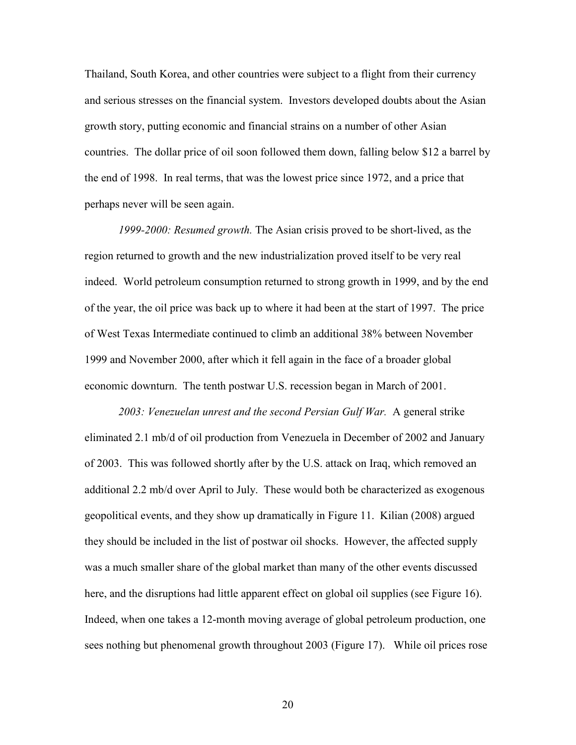Thailand, South Korea, and other countries were subject to a flight from their currency and serious stresses on the financial system. Investors developed doubts about the Asian growth story, putting economic and financial strains on a number of other Asian countries. The dollar price of oil soon followed them down, falling below $12 a barrel by the end of 1998. In real terms, that was the lowest price since 1972, and a price that perhaps never will be seen again.

*1999-2000: Resumed growth.* The Asian crisis proved to be short-lived, as the region returned to growth and the new industrialization proved itself to be very real indeed. World petroleum consumption returned to strong growth in 1999, and by the end of the year, the oil price was back up to where it had been at the start of 1997. The price of West Texas Intermediate continued to climb an additional 38% between November 1999 and November 2000, after which it fell again in the face of a broader global economic downturn. The tenth postwar U.S. recession began in March of 2001.

*2003: Venezuelan unrest and the second Persian Gulf War.* A general strike eliminated 2.1 mb/d of oil production from Venezuela in December of 2002 and January of 2003. This was followed shortly after by the U.S. attack on Iraq, which removed an additional 2.2 mb/d over April to July. These would both be characterized as exogenous geopolitical events, and they show up dramatically in Figure 11. Kilian (2008) argued they should be included in the list of postwar oil shocks. However, the affected supply was a much smaller share of the global market than many of the other events discussed here, and the disruptions had little apparent effect on global oil supplies (see Figure 16). Indeed, when one takes a 12-month moving average of global petroleum production, one sees nothing but phenomenal growth throughout 2003 (Figure 17). While oil prices rose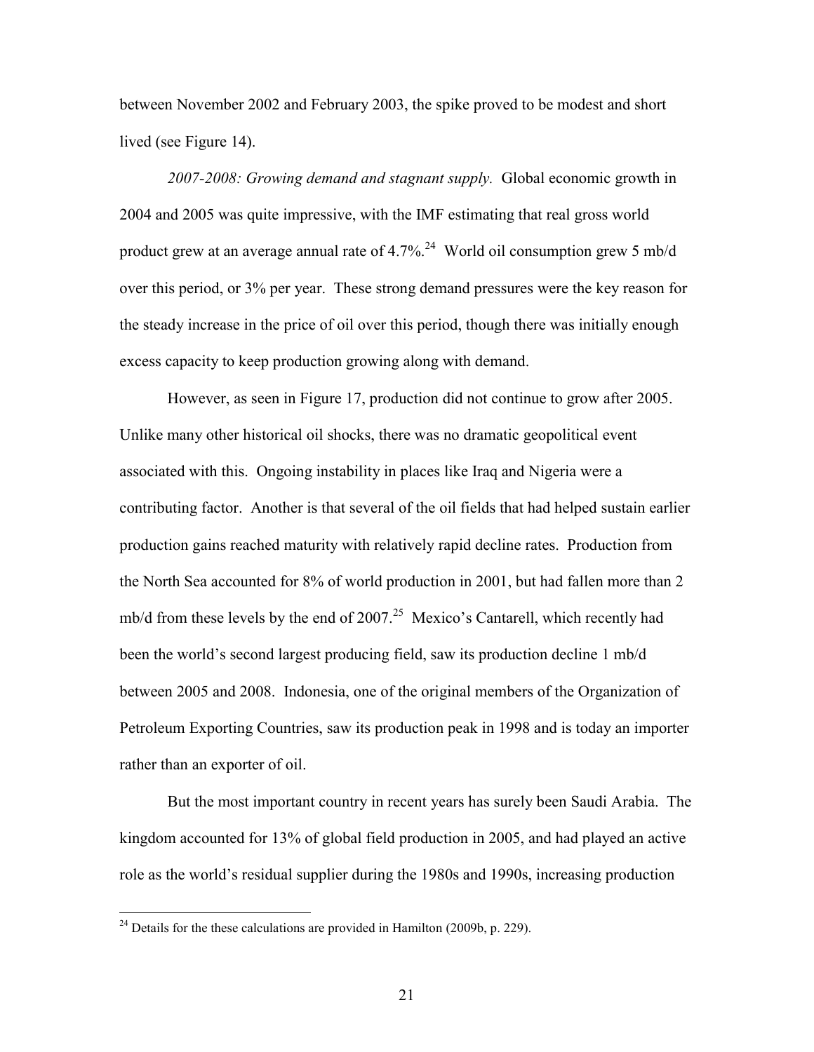between November 2002 and February 2003, the spike proved to be modest and short lived (see Figure 14).

*2007-2008: Growing demand and stagnant supply.* Global economic growth in 2004 and 2005 was quite impressive, with the IMF estimating that real gross world product grew at an average annual rate of 4.7%.[24] World oil consumption grew 5 mb/d over this period, or 3% per year. These strong demand pressures were the key reason for the steady increase in the price of oil over this period, though there was initially enough excess capacity to keep production growing along with demand.

However, as seen in Figure 17, production did not continue to grow after 2005. Unlike many other historical oil shocks, there was no dramatic geopolitical event associated with this. Ongoing instability in places like Iraq and Nigeria were a contributing factor. Another is that several of the oil fields that had helped sustain earlier production gains reached maturity with relatively rapid decline rates. Production from the North Sea accounted for 8% of world production in 2001, but had fallen more than 2 mb/d from these levels by the end of 2007.[25] Mexico's Cantarell, which recently had been the world's second largest producing field, saw its production decline 1 mb/d between 2005 and 2008. Indonesia, one of the original members of the Organization of Petroleum Exporting Countries, saw its production peak in 1998 and is today an importer rather than an exporter of oil.

But the most important country in recent years has surely been Saudi Arabia. The kingdom accounted for 13% of global field production in 2005, and had played an active role as the world's residual supplier during the 1980s and 1990s, increasing production

[24] Details for the these calculations are provided in Hamilton (2009b, p. 229).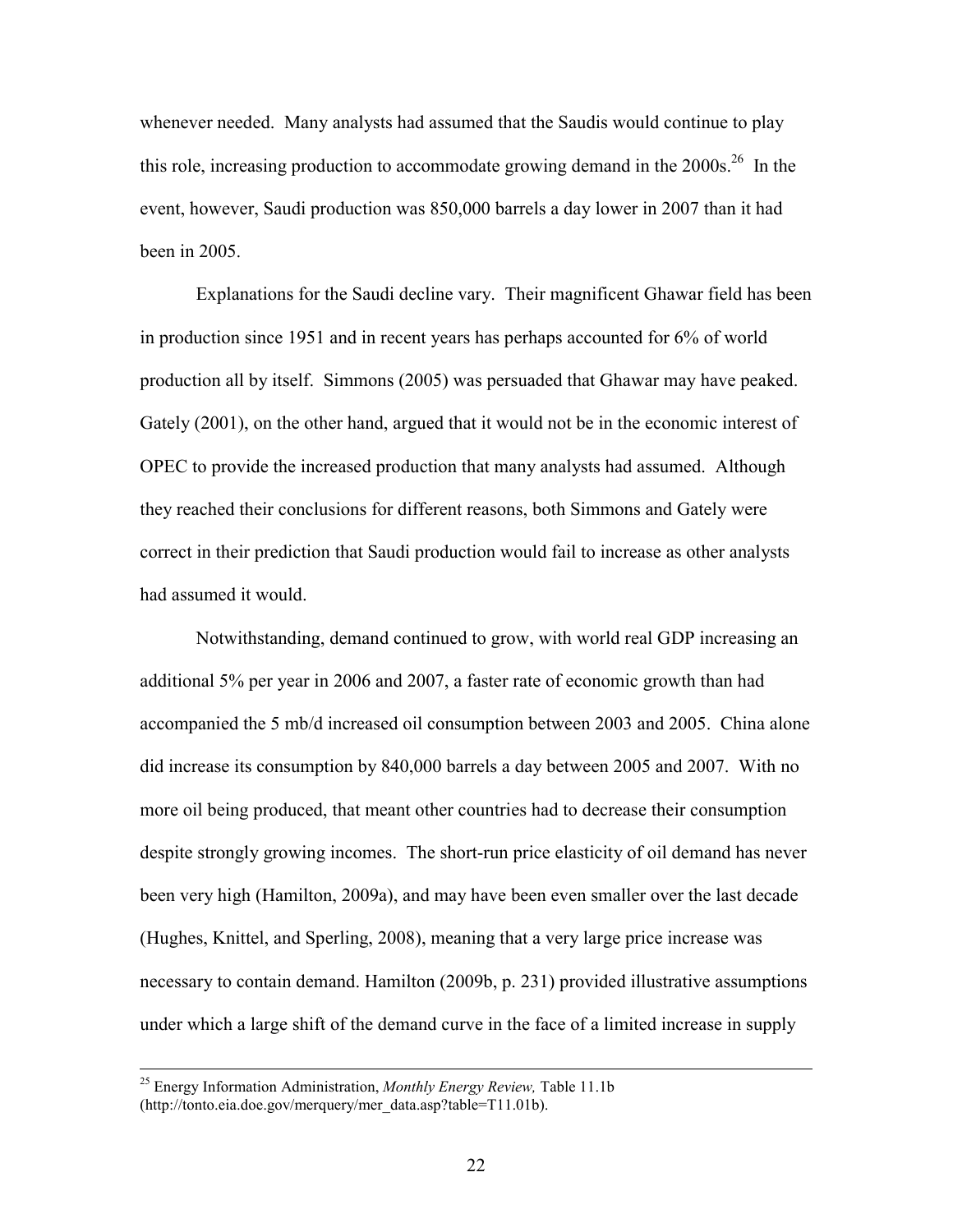whenever needed. Many analysts had assumed that the Saudis would continue to play this role, increasing production to accommodate growing demand in the 2000s.[26] In the event, however, Saudi production was 850,000 barrels a day lower in 2007 than it had been in 2005.

Explanations for the Saudi decline vary. Their magnificent Ghawar field has been in production since 1951 and in recent years has perhaps accounted for 6% of world production all by itself. Simmons (2005) was persuaded that Ghawar may have peaked. Gately (2001), on the other hand, argued that it would not be in the economic interest of OPEC to provide the increased production that many analysts had assumed. Although they reached their conclusions for different reasons, both Simmons and Gately were correct in their prediction that Saudi production would fail to increase as other analysts had assumed it would.

Notwithstanding, demand continued to grow, with world real GDP increasing an additional 5% per year in 2006 and 2007, a faster rate of economic growth than had accompanied the 5 mb/d increased oil consumption between 2003 and 2005. China alone did increase its consumption by 840,000 barrels a day between 2005 and 2007. With no more oil being produced, that meant other countries had to decrease their consumption despite strongly growing incomes. The short-run price elasticity of oil demand has never been very high (Hamilton, 2009a), and may have been even smaller over the last decade (Hughes, Knittel, and Sperling, 2008), meaning that a very large price increase was necessary to contain demand. Hamilton (2009b, p. 231) provided illustrative assumptions under which a large shift of the demand curve in the face of a limited increase in supply

---

[25] Energy Information Administration, *Monthly Energy Review,* Table 11.1b (http://tonto.eia.doe.gov/merquery/mer_data.asp?table=T11.01b).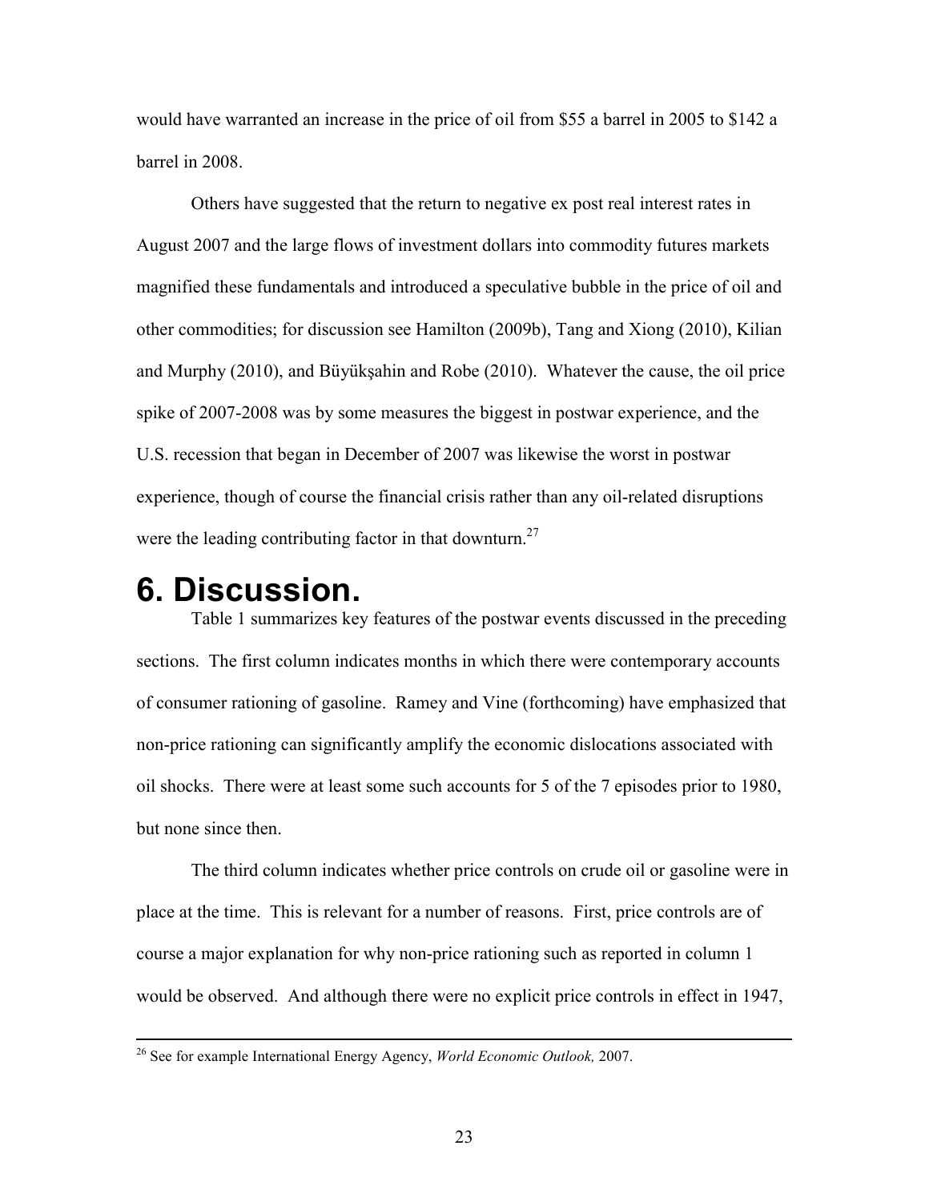would have warranted an increase in the price of oil from $55 a barrel in 2005 to $142 a barrel in 2008.

Others have suggested that the return to negative ex post real interest rates in August 2007 and the large flows of investment dollars into commodity futures markets magnified these fundamentals and introduced a speculative bubble in the price of oil and other commodities; for discussion see Hamilton (2009b), Tang and Xiong (2010), Kilian and Murphy (2010), and Büyükşahin and Robe (2010). Whatever the cause, the oil price spike of 2007-2008 was by some measures the biggest in postwar experience, and the U.S. recession that began in December of 2007 was likewise the worst in postwar experience, though of course the financial crisis rather than any oil-related disruptions were the leading contributing factor in that downturn.[27]

# 6. Discussion.

Table 1 summarizes key features of the postwar events discussed in the preceding sections. The first column indicates months in which there were contemporary accounts of consumer rationing of gasoline. Ramey and Vine (forthcoming) have emphasized that non-price rationing can significantly amplify the economic dislocations associated with oil shocks. There were at least some such accounts for 5 of the 7 episodes prior to 1980, but none since then.

The third column indicates whether price controls on crude oil or gasoline were in place at the time. This is relevant for a number of reasons. First, price controls are of course a major explanation for why non-price rationing such as reported in column 1 would be observed. And although there were no explicit price controls in effect in 1947,

---

[26] See for example International Energy Agency, *World Economic Outlook,* 2007.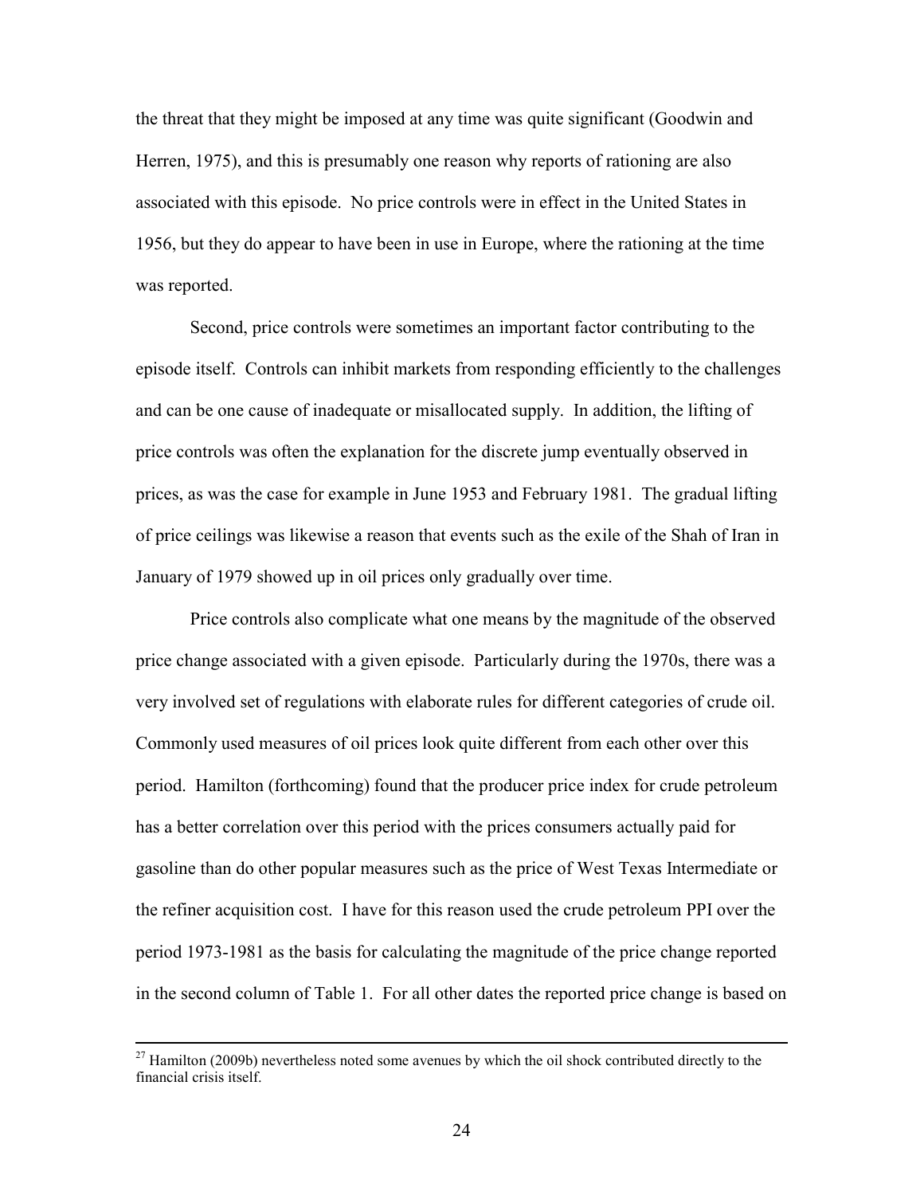the threat that they might be imposed at any time was quite significant (Goodwin and Herren, 1975), and this is presumably one reason why reports of rationing are also associated with this episode. No price controls were in effect in the United States in 1956, but they do appear to have been in use in Europe, where the rationing at the time was reported.

Second, price controls were sometimes an important factor contributing to the episode itself. Controls can inhibit markets from responding efficiently to the challenges and can be one cause of inadequate or misallocated supply. In addition, the lifting of price controls was often the explanation for the discrete jump eventually observed in prices, as was the case for example in June 1953 and February 1981. The gradual lifting of price ceilings was likewise a reason that events such as the exile of the Shah of Iran in January of 1979 showed up in oil prices only gradually over time.

Price controls also complicate what one means by the magnitude of the observed price change associated with a given episode. Particularly during the 1970s, there was a very involved set of regulations with elaborate rules for different categories of crude oil. Commonly used measures of oil prices look quite different from each other over this period. Hamilton (forthcoming) found that the producer price index for crude petroleum has a better correlation over this period with the prices consumers actually paid for gasoline than do other popular measures such as the price of West Texas Intermediate or the refiner acquisition cost. I have for this reason used the crude petroleum PPI over the period 1973-1981 as the basis for calculating the magnitude of the price change reported in the second column of Table 1. For all other dates the reported price change is based on

---

[27] Hamilton (2009b) nevertheless noted some avenues by which the oil shock contributed directly to the financial crisis itself.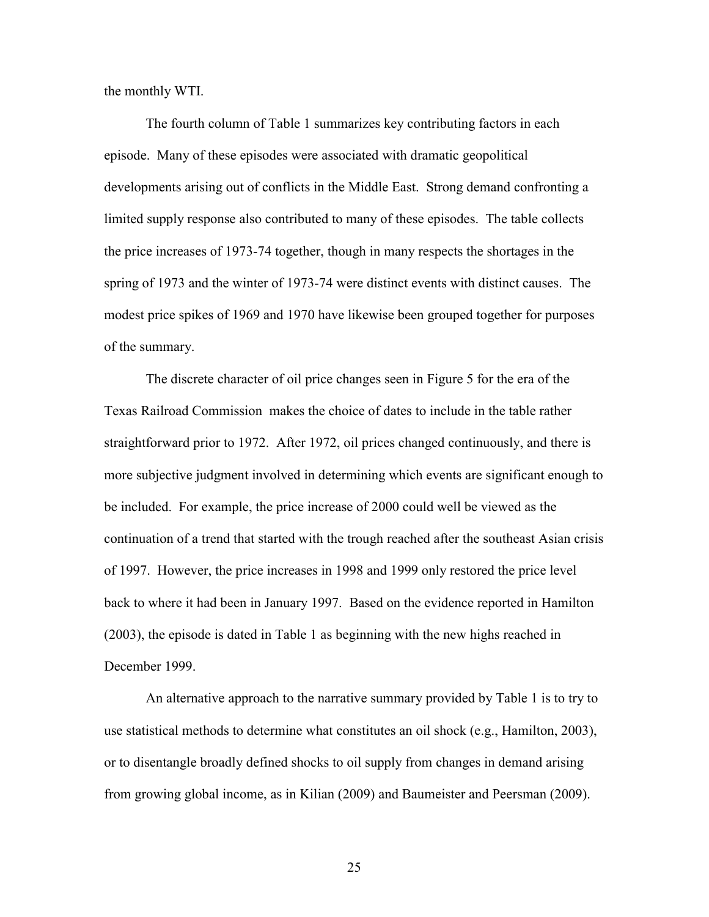the monthly WTI.

The fourth column of Table 1 summarizes key contributing factors in each episode. Many of these episodes were associated with dramatic geopolitical developments arising out of conflicts in the Middle East. Strong demand confronting a limited supply response also contributed to many of these episodes. The table collects the price increases of 1973-74 together, though in many respects the shortages in the spring of 1973 and the winter of 1973-74 were distinct events with distinct causes. The modest price spikes of 1969 and 1970 have likewise been grouped together for purposes of the summary.

The discrete character of oil price changes seen in Figure 5 for the era of the Texas Railroad Commission makes the choice of dates to include in the table rather straightforward prior to 1972. After 1972, oil prices changed continuously, and there is more subjective judgment involved in determining which events are significant enough to be included. For example, the price increase of 2000 could well be viewed as the continuation of a trend that started with the trough reached after the southeast Asian crisis of 1997. However, the price increases in 1998 and 1999 only restored the price level back to where it had been in January 1997. Based on the evidence reported in Hamilton (2003), the episode is dated in Table 1 as beginning with the new highs reached in December 1999.

An alternative approach to the narrative summary provided by Table 1 is to try to use statistical methods to determine what constitutes an oil shock (e.g., Hamilton, 2003), or to disentangle broadly defined shocks to oil supply from changes in demand arising from growing global income, as in Kilian (2009) and Baumeister and Peersman (2009).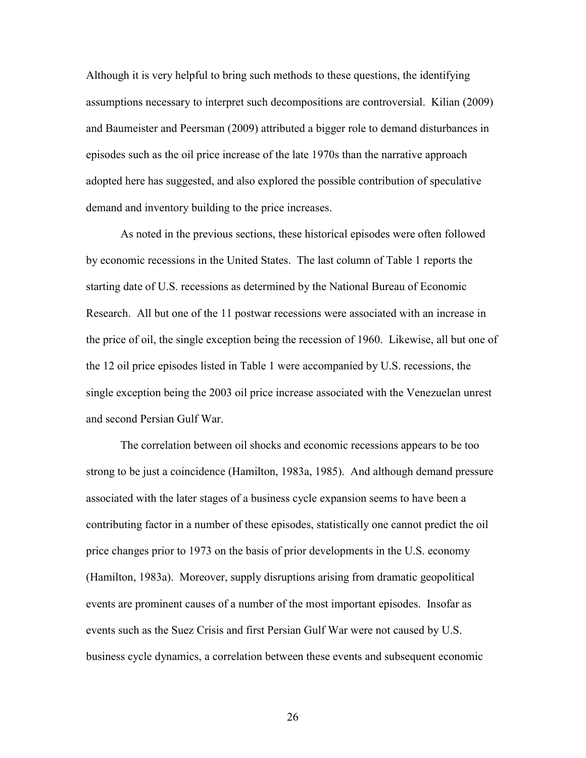Although it is very helpful to bring such methods to these questions, the identifying assumptions necessary to interpret such decompositions are controversial. Kilian (2009) and Baumeister and Peersman (2009) attributed a bigger role to demand disturbances in episodes such as the oil price increase of the late 1970s than the narrative approach adopted here has suggested, and also explored the possible contribution of speculative demand and inventory building to the price increases.

As noted in the previous sections, these historical episodes were often followed by economic recessions in the United States. The last column of Table 1 reports the starting date of U.S. recessions as determined by the National Bureau of Economic Research. All but one of the 11 postwar recessions were associated with an increase in the price of oil, the single exception being the recession of 1960. Likewise, all but one of the 12 oil price episodes listed in Table 1 were accompanied by U.S. recessions, the single exception being the 2003 oil price increase associated with the Venezuelan unrest and second Persian Gulf War.

The correlation between oil shocks and economic recessions appears to be too strong to be just a coincidence (Hamilton, 1983a, 1985). And although demand pressure associated with the later stages of a business cycle expansion seems to have been a contributing factor in a number of these episodes, statistically one cannot predict the oil price changes prior to 1973 on the basis of prior developments in the U.S. economy (Hamilton, 1983a). Moreover, supply disruptions arising from dramatic geopolitical events are prominent causes of a number of the most important episodes. Insofar as events such as the Suez Crisis and first Persian Gulf War were not caused by U.S. business cycle dynamics, a correlation between these events and subsequent economic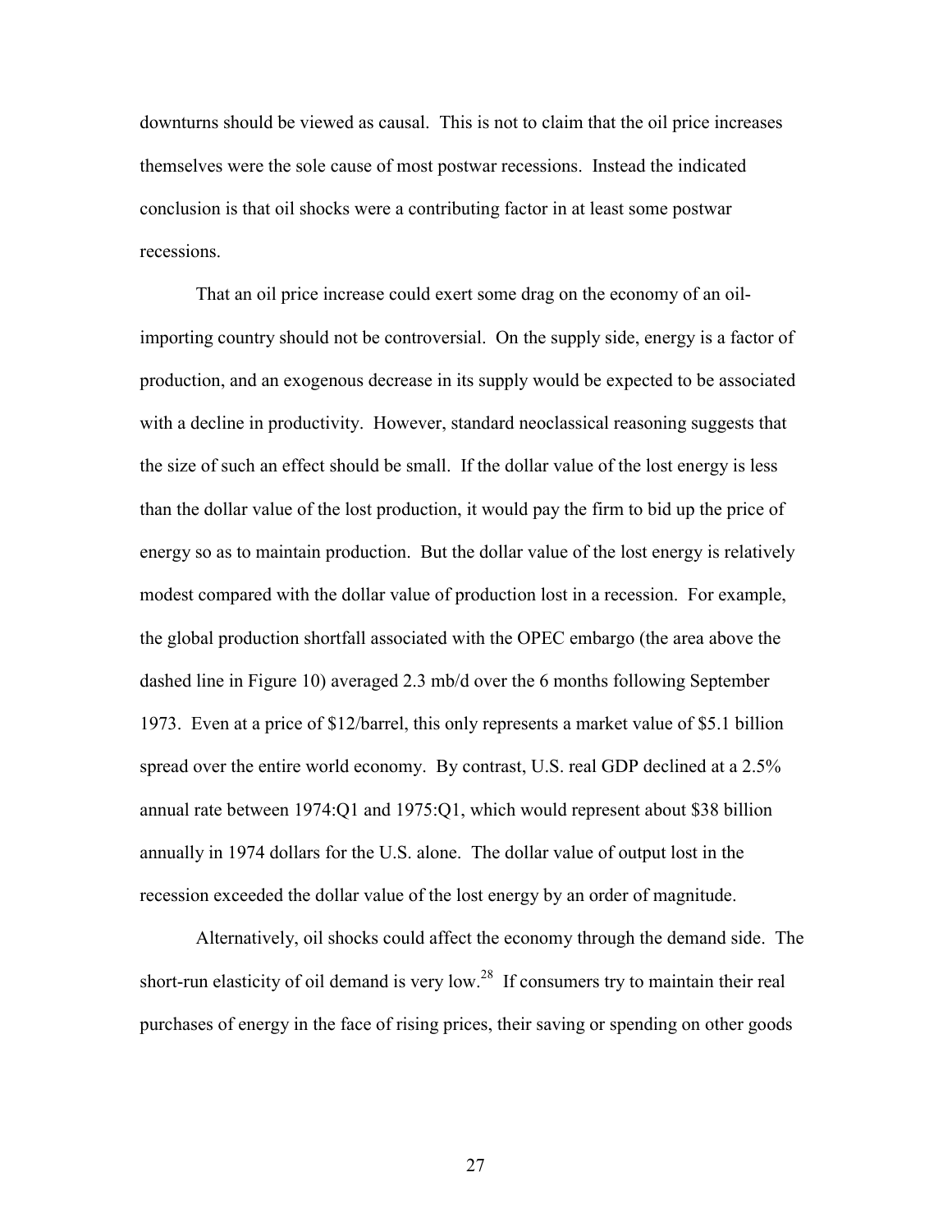downturns should be viewed as causal. This is not to claim that the oil price increases themselves were the sole cause of most postwar recessions. Instead the indicated conclusion is that oil shocks were a contributing factor in at least some postwar recessions.

That an oil price increase could exert some drag on the economy of an oil-importing country should not be controversial. On the supply side, energy is a factor of production, and an exogenous decrease in its supply would be expected to be associated with a decline in productivity. However, standard neoclassical reasoning suggests that the size of such an effect should be small. If the dollar value of the lost energy is less than the dollar value of the lost production, it would pay the firm to bid up the price of energy so as to maintain production. But the dollar value of the lost energy is relatively modest compared with the dollar value of production lost in a recession. For example, the global production shortfall associated with the OPEC embargo (the area above the dashed line in Figure 10) averaged 2.3 mb/d over the 6 months following September 1973. Even at a price of $12/barrel, this only represents a market value of $5.1 billion spread over the entire world economy. By contrast, U.S. real GDP declined at a 2.5% annual rate between 1974:Q1 and 1975:Q1, which would represent about $38 billion annually in 1974 dollars for the U.S. alone. The dollar value of output lost in the recession exceeded the dollar value of the lost energy by an order of magnitude.

Alternatively, oil shocks could affect the economy through the demand side. The short-run elasticity of oil demand is very low.[28] If consumers try to maintain their real purchases of energy in the face of rising prices, their saving or spending on other goods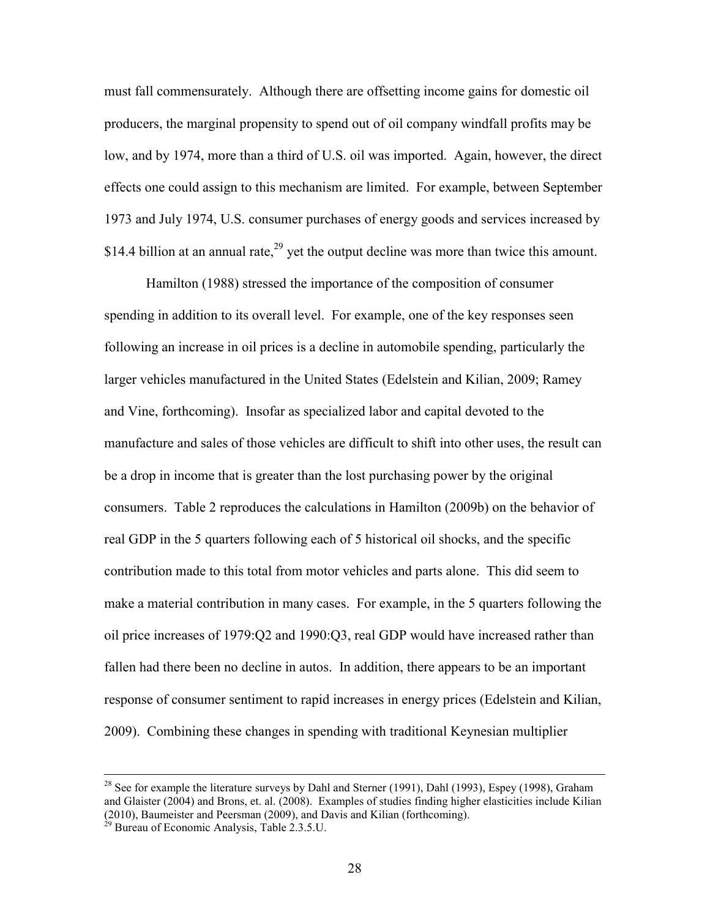must fall commensurately. Although there are offsetting income gains for domestic oil producers, the marginal propensity to spend out of oil company windfall profits may be low, and by 1974, more than a third of U.S. oil was imported. Again, however, the direct effects one could assign to this mechanism are limited. For example, between September 1973 and July 1974, U.S. consumer purchases of energy goods and services increased by \$14.4 billion at an annual rate,[29] yet the output decline was more than twice this amount.

Hamilton (1988) stressed the importance of the composition of consumer spending in addition to its overall level. For example, one of the key responses seen following an increase in oil prices is a decline in automobile spending, particularly the larger vehicles manufactured in the United States (Edelstein and Kilian, 2009; Ramey and Vine, forthcoming). Insofar as specialized labor and capital devoted to the manufacture and sales of those vehicles are difficult to shift into other uses, the result can be a drop in income that is greater than the lost purchasing power by the original consumers. Table 2 reproduces the calculations in Hamilton (2009b) on the behavior of real GDP in the 5 quarters following each of 5 historical oil shocks, and the specific contribution made to this total from motor vehicles and parts alone. This did seem to make a material contribution in many cases. For example, in the 5 quarters following the oil price increases of 1979:Q2 and 1990:Q3, real GDP would have increased rather than fallen had there been no decline in autos. In addition, there appears to be an important response of consumer sentiment to rapid increases in energy prices (Edelstein and Kilian, 2009). Combining these changes in spending with traditional Keynesian multiplier

---

[28] See for example the literature surveys by Dahl and Sterner (1991), Dahl (1993), Espey (1998), Graham and Glaister (2004) and Brons, et. al. (2008). Examples of studies finding higher elasticities include Kilian (2010), Baumeister and Peersman (2009), and Davis and Kilian (forthcoming).

[29] Bureau of Economic Analysis, Table 2.3.5.U.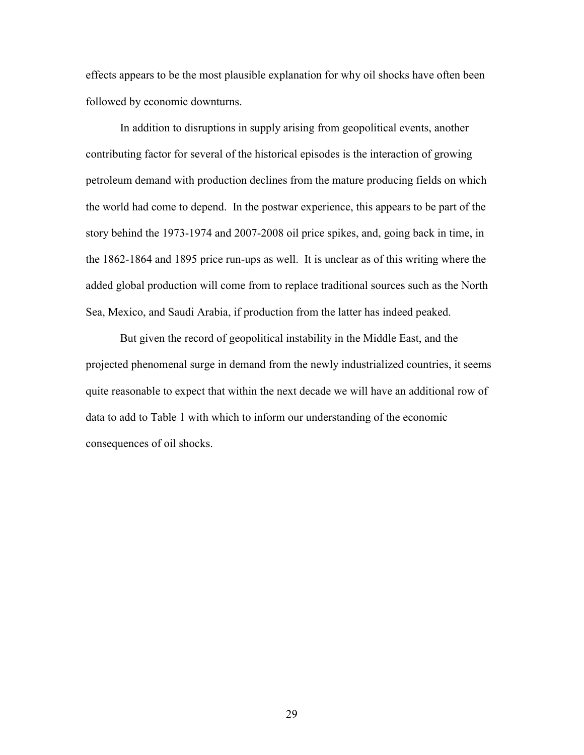effects appears to be the most plausible explanation for why oil shocks have often been followed by economic downturns.

In addition to disruptions in supply arising from geopolitical events, another contributing factor for several of the historical episodes is the interaction of growing petroleum demand with production declines from the mature producing fields on which the world had come to depend. In the postwar experience, this appears to be part of the story behind the 1973-1974 and 2007-2008 oil price spikes, and, going back in time, in the 1862-1864 and 1895 price run-ups as well. It is unclear as of this writing where the added global production will come from to replace traditional sources such as the North Sea, Mexico, and Saudi Arabia, if production from the latter has indeed peaked.

But given the record of geopolitical instability in the Middle East, and the projected phenomenal surge in demand from the newly industrialized countries, it seems quite reasonable to expect that within the next decade we will have an additional row of data to add to Table 1 with which to inform our understanding of the economic consequences of oil shocks.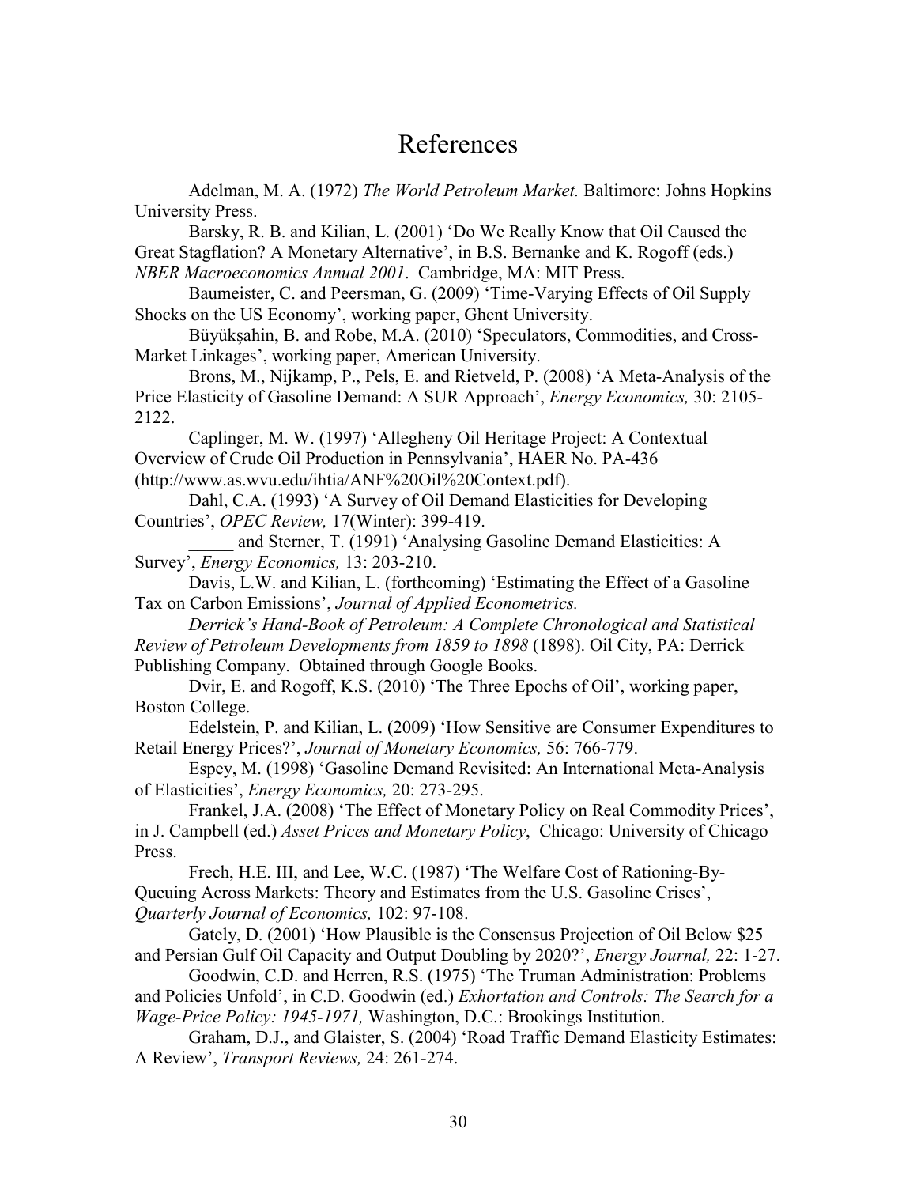# References

Adelman, M. A. (1972) *The World Petroleum Market.* Baltimore: Johns Hopkins University Press.

Barsky, R. B. and Kilian, L. (2001) 'Do We Really Know that Oil Caused the Great Stagflation? A Monetary Alternative', in B.S. Bernanke and K. Rogoff (eds.) *NBER Macroeconomics Annual 2001*. Cambridge, MA: MIT Press.

Baumeister, C. and Peersman, G. (2009) 'Time-Varying Effects of Oil Supply Shocks on the US Economy', working paper, Ghent University.

Büyükşahin, B. and Robe, M.A. (2010) 'Speculators, Commodities, and Cross-Market Linkages', working paper, American University.

Brons, M., Nijkamp, P., Pels, E. and Rietveld, P. (2008) 'A Meta-Analysis of the Price Elasticity of Gasoline Demand: A SUR Approach', *Energy Economics,* 30: 2105-2122.

Caplinger, M. W. (1997) 'Allegheny Oil Heritage Project: A Contextual Overview of Crude Oil Production in Pennsylvania', HAER No. PA-436 (http://www.as.wvu.edu/ihtia/ANF%20Oil%20Context.pdf).

Dahl, C.A. (1993) 'A Survey of Oil Demand Elasticities for Developing Countries', *OPEC Review,* 17(Winter): 399-419.

_____ and Sterner, T. (1991) 'Analysing Gasoline Demand Elasticities: A Survey', *Energy Economics,* 13: 203-210.

Davis, L.W. and Kilian, L. (forthcoming) 'Estimating the Effect of a Gasoline Tax on Carbon Emissions', *Journal of Applied Econometrics.*

*Derrick's Hand-Book of Petroleum: A Complete Chronological and Statistical Review of Petroleum Developments from 1859 to 1898* (1898). Oil City, PA: Derrick Publishing Company. Obtained through Google Books.

Dvir, E. and Rogoff, K.S. (2010) 'The Three Epochs of Oil', working paper, Boston College.

Edelstein, P. and Kilian, L. (2009) 'How Sensitive are Consumer Expenditures to Retail Energy Prices?', *Journal of Monetary Economics,* 56: 766-779.

Espey, M. (1998) 'Gasoline Demand Revisited: An International Meta-Analysis of Elasticities', *Energy Economics,* 20: 273-295.

Frankel, J.A. (2008) 'The Effect of Monetary Policy on Real Commodity Prices', in J. Campbell (ed.) *Asset Prices and Monetary Policy*, Chicago: University of Chicago Press.

Frech, H.E. III, and Lee, W.C. (1987) 'The Welfare Cost of Rationing-By-Queuing Across Markets: Theory and Estimates from the U.S. Gasoline Crises', *Quarterly Journal of Economics,* 102: 97-108.

Gately, D. (2001) 'How Plausible is the Consensus Projection of Oil Below $25 and Persian Gulf Oil Capacity and Output Doubling by 2020?', *Energy Journal,* 22: 1-27.

Goodwin, C.D. and Herren, R.S. (1975) 'The Truman Administration: Problems and Policies Unfold', in C.D. Goodwin (ed.) *Exhortation and Controls: The Search for a Wage-Price Policy: 1945-1971,* Washington, D.C.: Brookings Institution.

Graham, D.J., and Glaister, S. (2004) 'Road Traffic Demand Elasticity Estimates: A Review', *Transport Reviews,* 24: 261-274.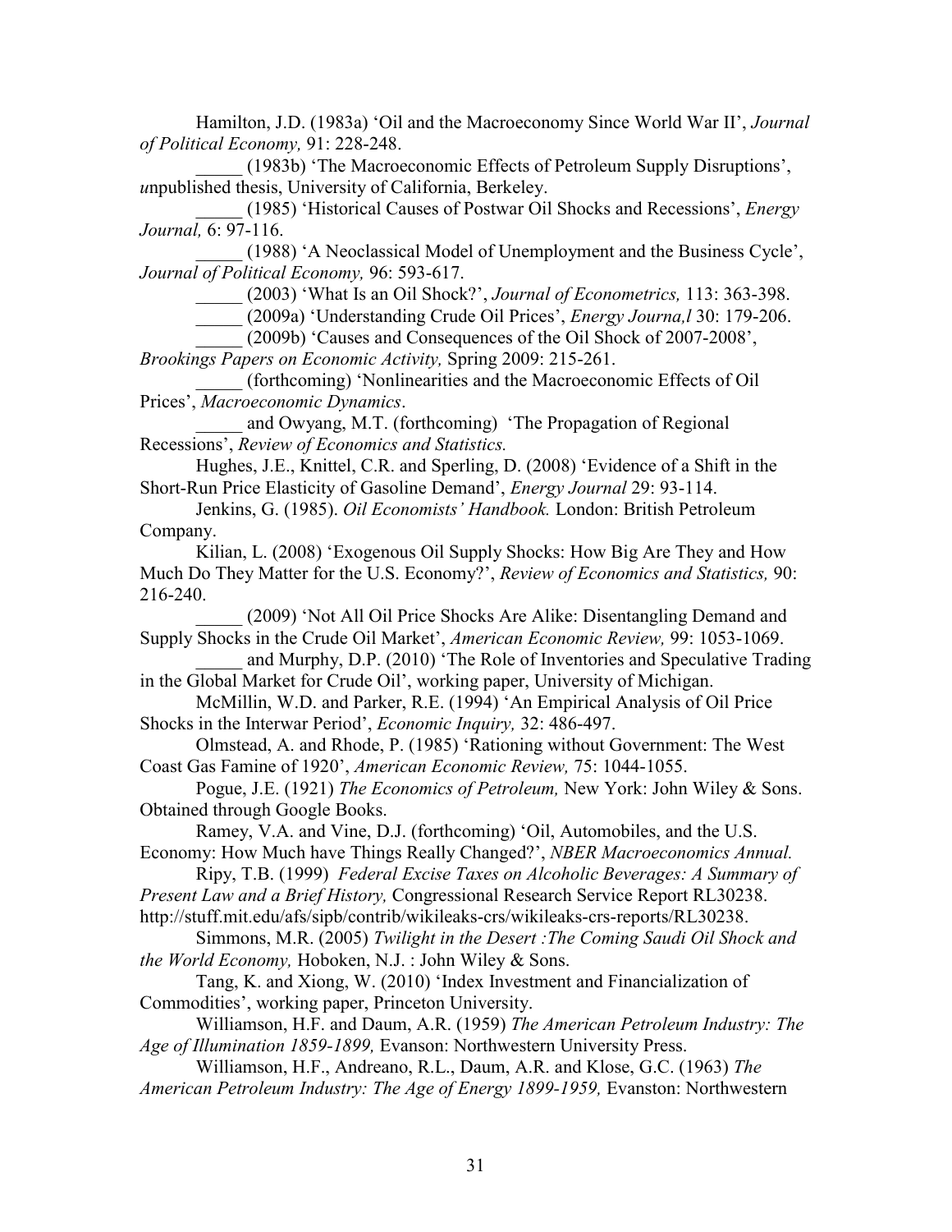Hamilton, J.D. (1983a) 'Oil and the Macroeconomy Since World War II', *Journal of Political Economy,* 91: 228-248.

_____ (1983b) 'The Macroeconomic Effects of Petroleum Supply Disruptions', *u*npublished thesis, University of California, Berkeley.

_____ (1985) 'Historical Causes of Postwar Oil Shocks and Recessions', *Energy Journal,* 6: 97-116.

_____ (1988) 'A Neoclassical Model of Unemployment and the Business Cycle', *Journal of Political Economy,* 96: 593-617.

_____ (2003) 'What Is an Oil Shock?', *Journal of Econometrics,* 113: 363-398.

_____ (2009a) 'Understanding Crude Oil Prices', *Energy Journa,l* 30: 179-206.

_____ (2009b) 'Causes and Consequences of the Oil Shock of 2007-2008', *Brookings Papers on Economic Activity,* Spring 2009: 215-261.

_____ (forthcoming) 'Nonlinearities and the Macroeconomic Effects of Oil Prices', *Macroeconomic Dynamics*.

_____ and Owyang, M.T. (forthcoming) 'The Propagation of Regional Recessions', *Review of Economics and Statistics.*

Hughes, J.E., Knittel, C.R. and Sperling, D. (2008) 'Evidence of a Shift in the Short-Run Price Elasticity of Gasoline Demand', *Energy Journal* 29: 93-114.

Jenkins, G. (1985). *Oil Economists' Handbook.* London: British Petroleum Company.

Kilian, L. (2008) 'Exogenous Oil Supply Shocks: How Big Are They and How Much Do They Matter for the U.S. Economy?', *Review of Economics and Statistics,* 90: 216-240.

_____ (2009) 'Not All Oil Price Shocks Are Alike: Disentangling Demand and Supply Shocks in the Crude Oil Market', *American Economic Review,* 99: 1053-1069.

_____ and Murphy, D.P. (2010) 'The Role of Inventories and Speculative Trading in the Global Market for Crude Oil', working paper, University of Michigan.

McMillin, W.D. and Parker, R.E. (1994) 'An Empirical Analysis of Oil Price Shocks in the Interwar Period', *Economic Inquiry,* 32: 486-497.

Olmstead, A. and Rhode, P. (1985) 'Rationing without Government: The West Coast Gas Famine of 1920', *American Economic Review,* 75: 1044-1055.

Pogue, J.E. (1921) *The Economics of Petroleum,* New York: John Wiley & Sons. Obtained through Google Books.

Ramey, V.A. and Vine, D.J. (forthcoming) 'Oil, Automobiles, and the U.S. Economy: How Much have Things Really Changed?', *NBER Macroeconomics Annual.*

Ripy, T.B. (1999) *Federal Excise Taxes on Alcoholic Beverages: A Summary of Present Law and a Brief History,* Congressional Research Service Report RL30238. http://stuff.mit.edu/afs/sipb/contrib/wikileaks-crs/wikileaks-crs-reports/RL30238.

Simmons, M.R. (2005) *Twilight in the Desert :The Coming Saudi Oil Shock and the World Economy,* Hoboken, N.J. : John Wiley & Sons.

Tang, K. and Xiong, W. (2010) 'Index Investment and Financialization of Commodities', working paper, Princeton University.

Williamson, H.F. and Daum, A.R. (1959) *The American Petroleum Industry: The Age of Illumination 1859-1899,* Evanson: Northwestern University Press.

Williamson, H.F., Andreano, R.L., Daum, A.R. and Klose, G.C. (1963) *The American Petroleum Industry: The Age of Energy 1899-1959,* Evanston: Northwestern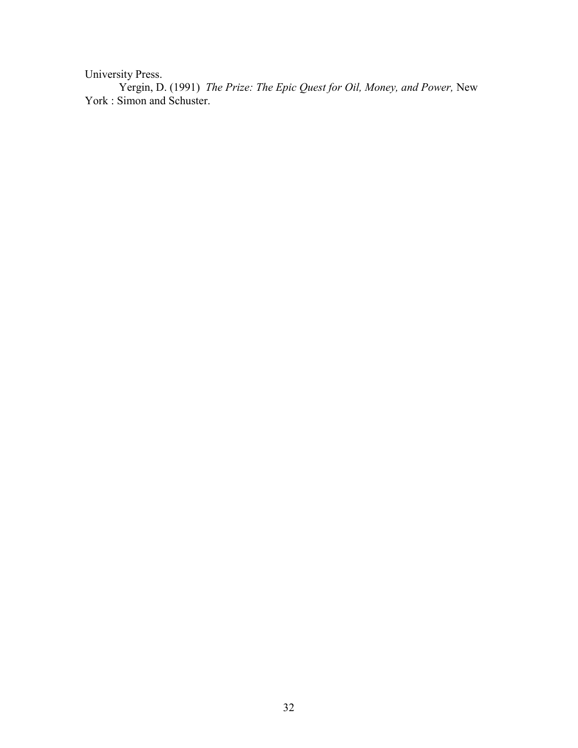University Press.

Yergin, D. (1991) *The Prize: The Epic Quest for Oil, Money, and Power,* New York : Simon and Schuster.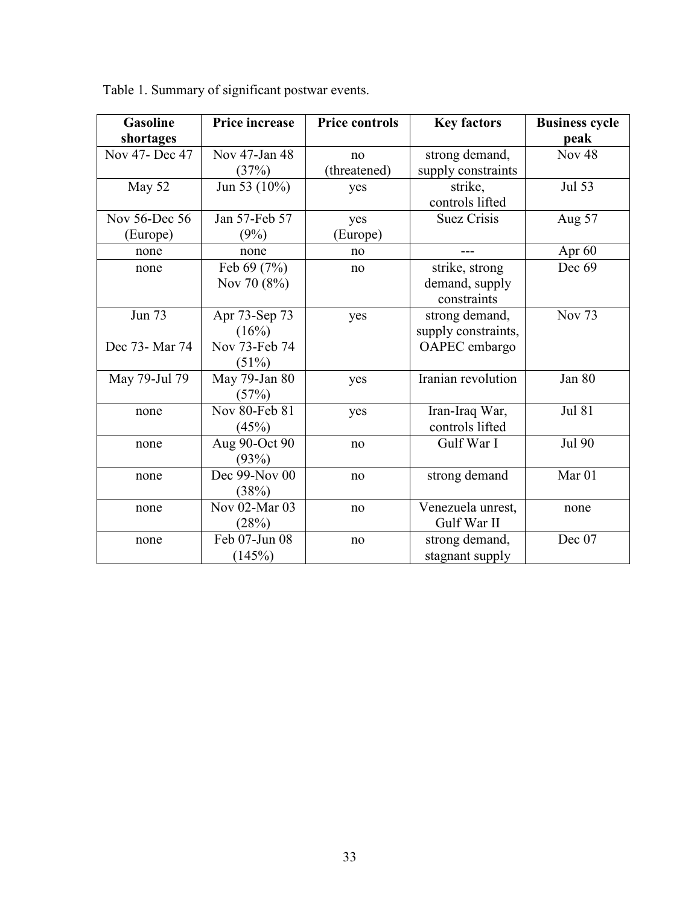Table 1. Summary of significant postwar events.

| Gasoline shortages | Price increase | Price controls | Key factors | Business cycle peak |
|---|---|---|---|---|
| Nov 47- Dec 47 | Nov 47-Jan 48 (37%) | no (threatened) | strong demand, supply constraints | Nov 48 |
| May 52 | Jun 53 (10%) | yes | strike, controls lifted | Jul 53 |
| Nov 56-Dec 56 (Europe) | Jan 57-Feb 57 (9%) | yes (Europe) | Suez Crisis | Aug 57 |
| none | none | no | --- | Apr 60 |
| none | Feb 69 (7%) Nov 70 (8%) | no | strike, strong demand, supply constraints | Dec 69 |
| Jun 73 Dec 73- Mar 74 | Apr 73-Sep 73 (16%) Nov 73-Feb 74 (51%) | yes | strong demand, supply constraints, OAPEC embargo | Nov 73 |
| May 79-Jul 79 | May 79-Jan 80 (57%) | yes | Iranian revolution | Jan 80 |
| none | Nov 80-Feb 81 (45%) | yes | Iran-Iraq War, controls lifted | Jul 81 |
| none | Aug 90-Oct 90 (93%) | no | Gulf War I | Jul 90 |
| none | Dec 99-Nov 00 (38%) | no | strong demand | Mar 01 |
| none | Nov 02-Mar 03 (28%) | no | Venezuela unrest, Gulf War II | none |
| none | Feb 07-Jun 08 (145%) | no | strong demand, stagnant supply | Dec 07 |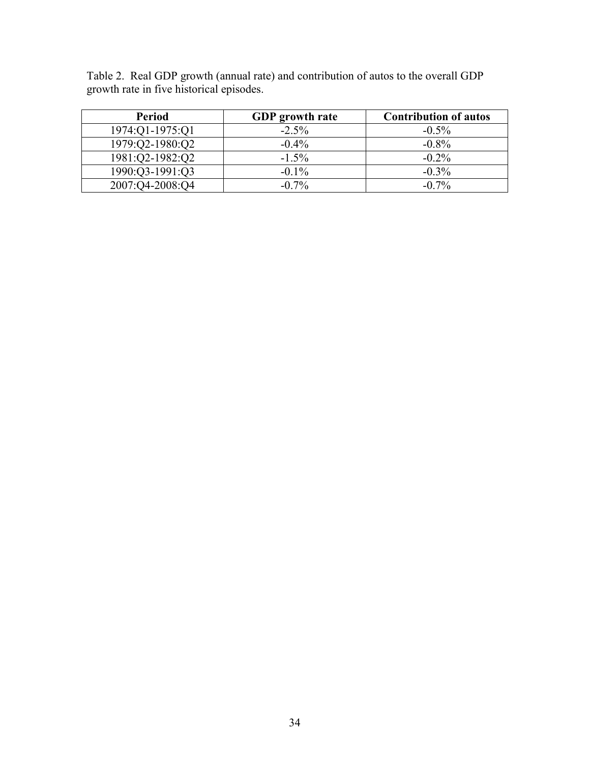Table 2. Real GDP growth (annual rate) and contribution of autos to the overall GDP growth rate in five historical episodes.

| Period | GDP growth rate | Contribution of autos |
|---|---|---|
| 1974:Q1-1975:Q1 | -2.5% | -0.5% |
| 1979:Q2-1980:Q2 | -0.4% | -0.8% |
| 1981:Q2-1982:Q2 | -1.5% | -0.2% |
| 1990:Q3-1991:Q3 | -0.1% | -0.3% |
| 2007:Q4-2008:Q4 | -0.7% | -0.7% |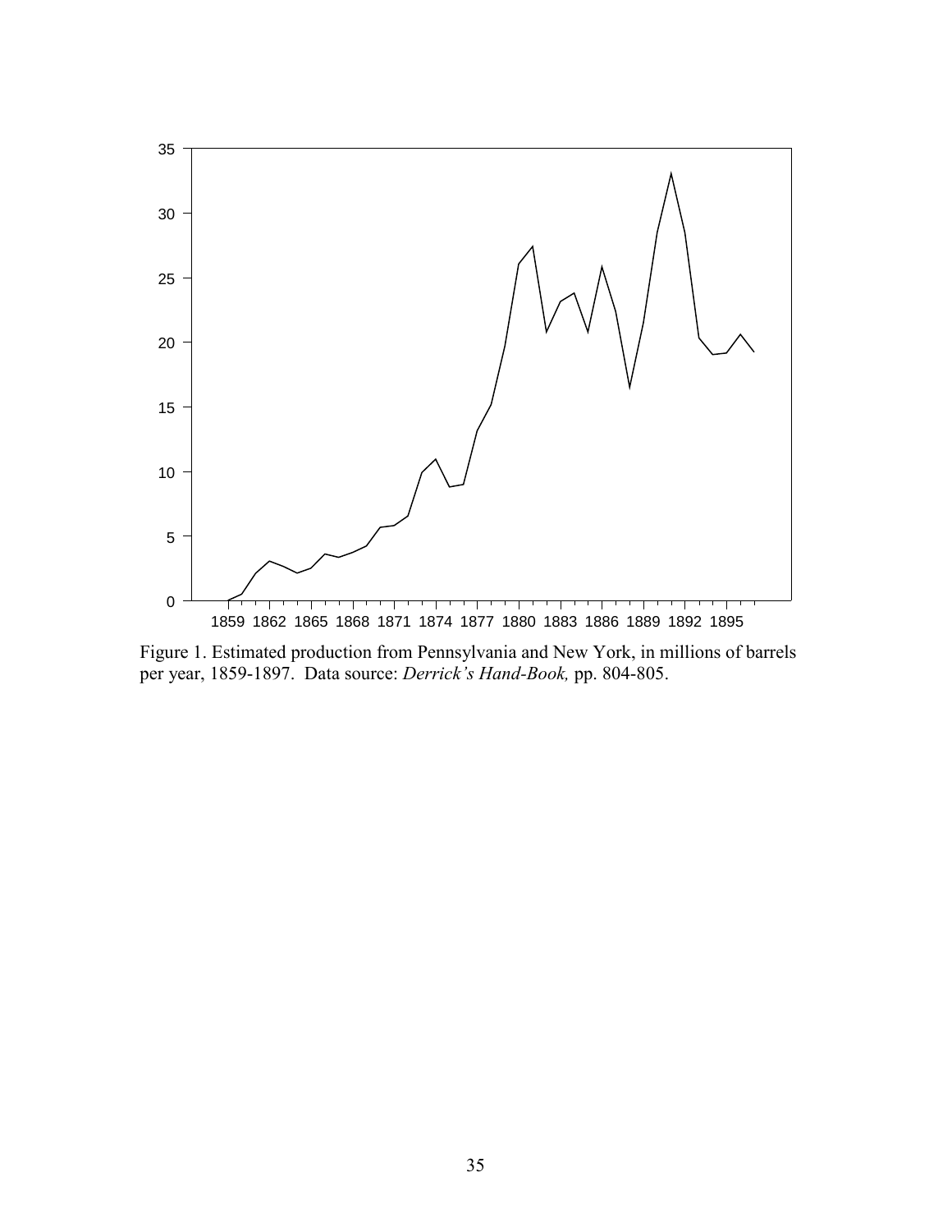Figure 1. Estimated production from Pennsylvania and New York, in millions of barrels per year, 1859-1897. Data source: *Derrick's Hand-Book,* pp. 804-805.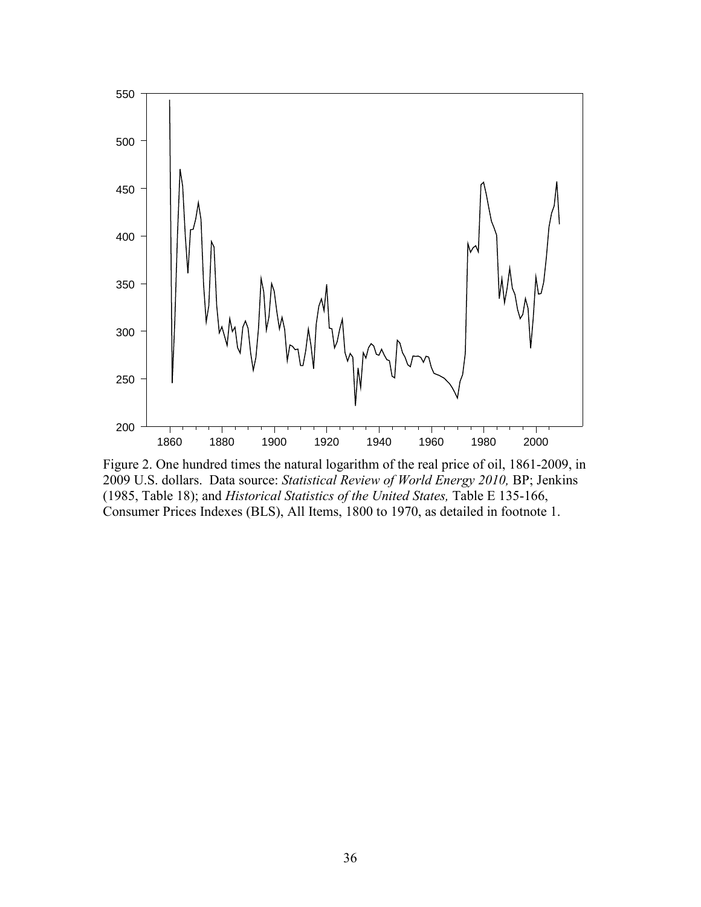Figure 2. One hundred times the natural logarithm of the real price of oil, 1861-2009, in 2009 U.S. dollars. Data source: *Statistical Review of World Energy 2010,* BP; Jenkins (1985, Table 18); and *Historical Statistics of the United States,* Table E 135-166, Consumer Prices Indexes (BLS), All Items, 1800 to 1970, as detailed in footnote 1.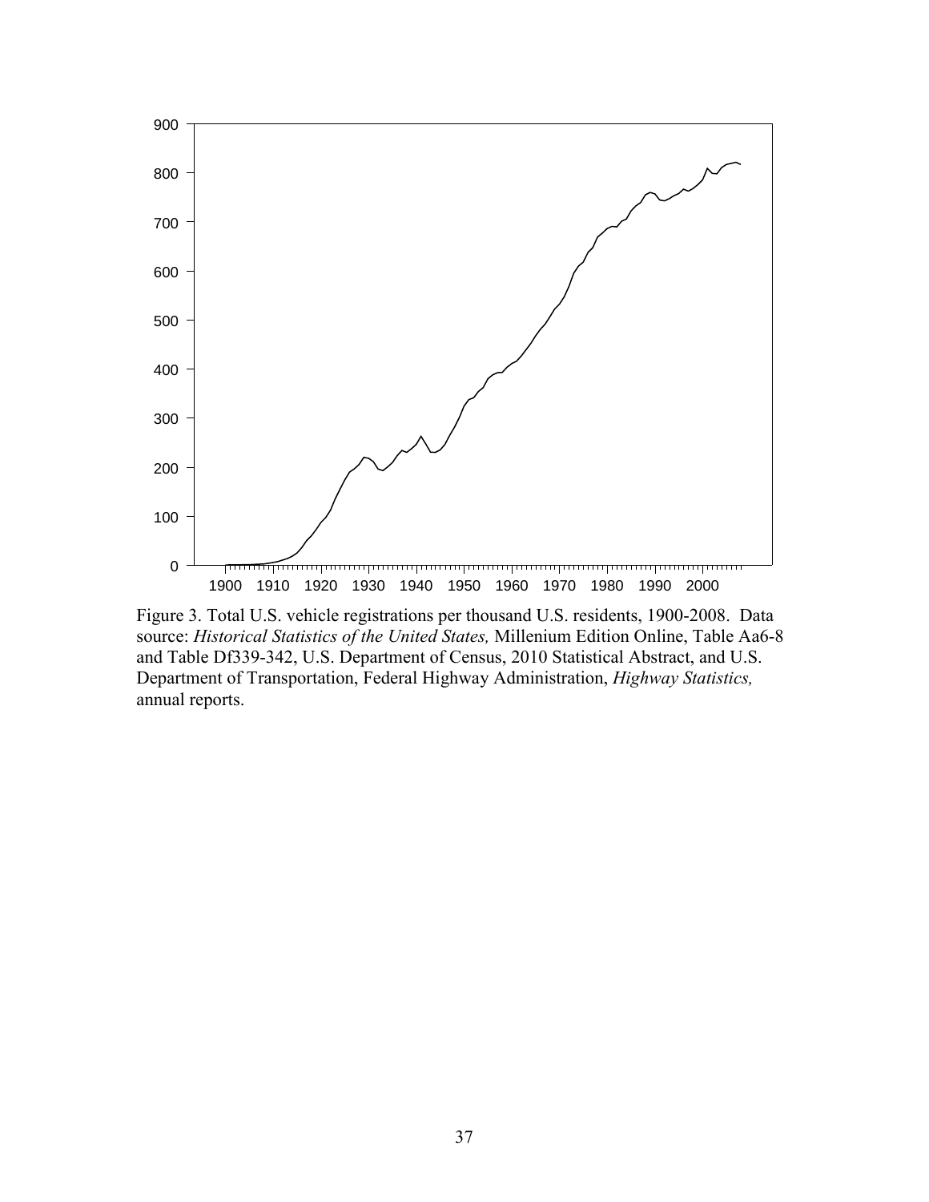Figure 3. Total U.S. vehicle registrations per thousand U.S. residents, 1900-2008. Data source: *Historical Statistics of the United States,* Millenium Edition Online, Table Aa6-8 and Table Df339-342, U.S. Department of Census, 2010 Statistical Abstract, and U.S. Department of Transportation, Federal Highway Administration, *Highway Statistics,* annual reports.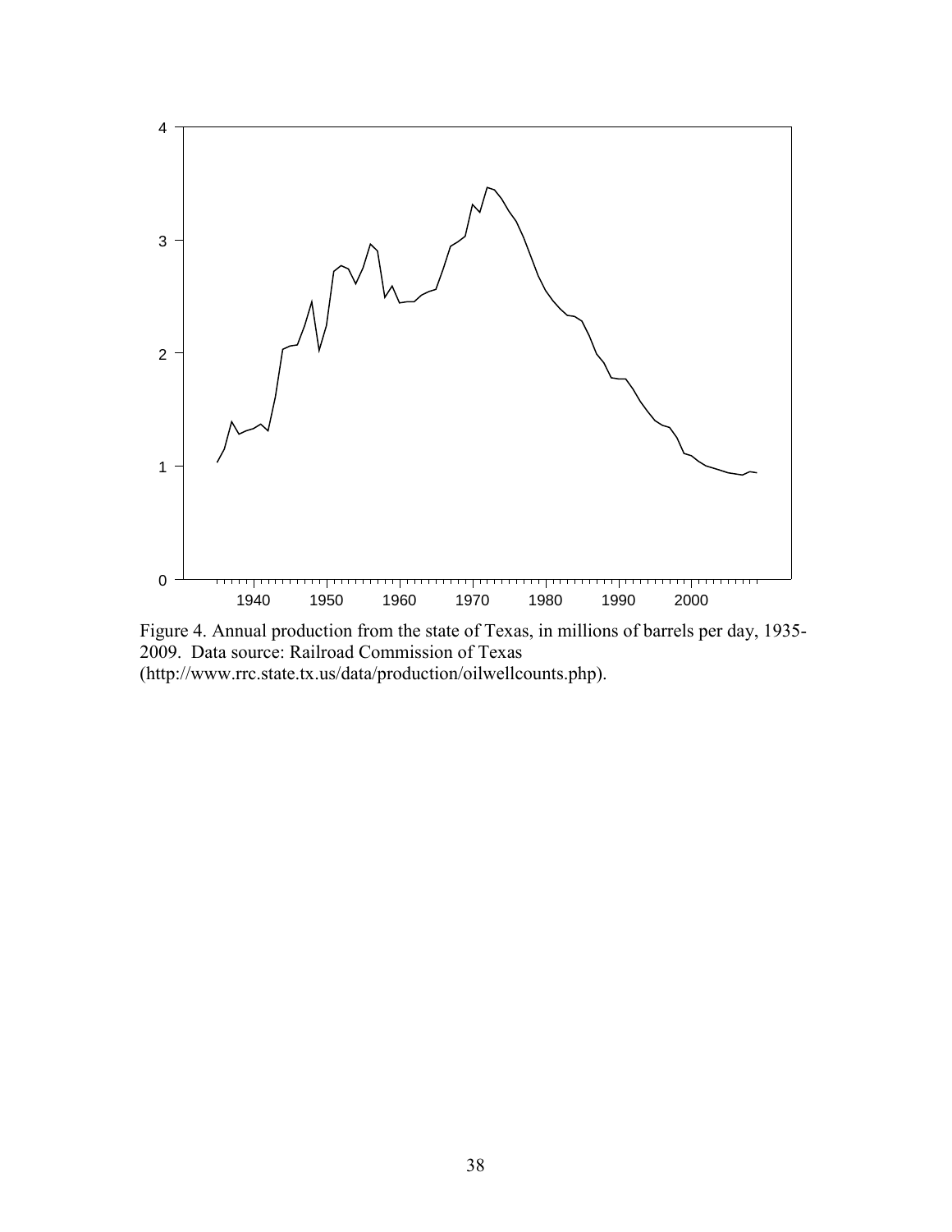Figure 4. Annual production from the state of Texas, in millions of barrels per day, 1935-2009. Data source: Railroad Commission of Texas (http://www.rrc.state.tx.us/data/production/oilwellcounts.php).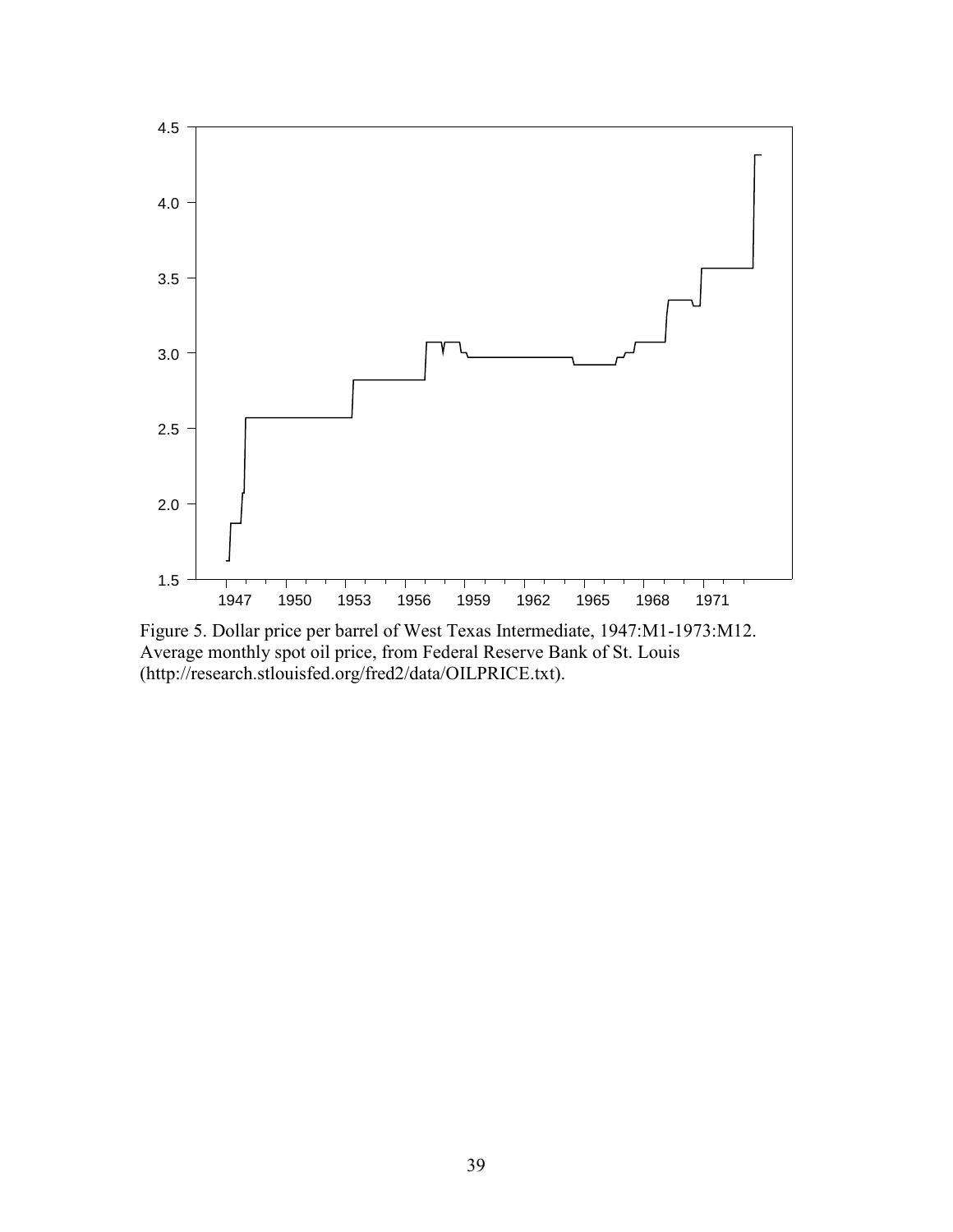Figure 5. Dollar price per barrel of West Texas Intermediate, 1947:M1-1973:M12. Average monthly spot oil price, from Federal Reserve Bank of St. Louis (http://research.stlouisfed.org/fred2/data/OILPRICE.txt).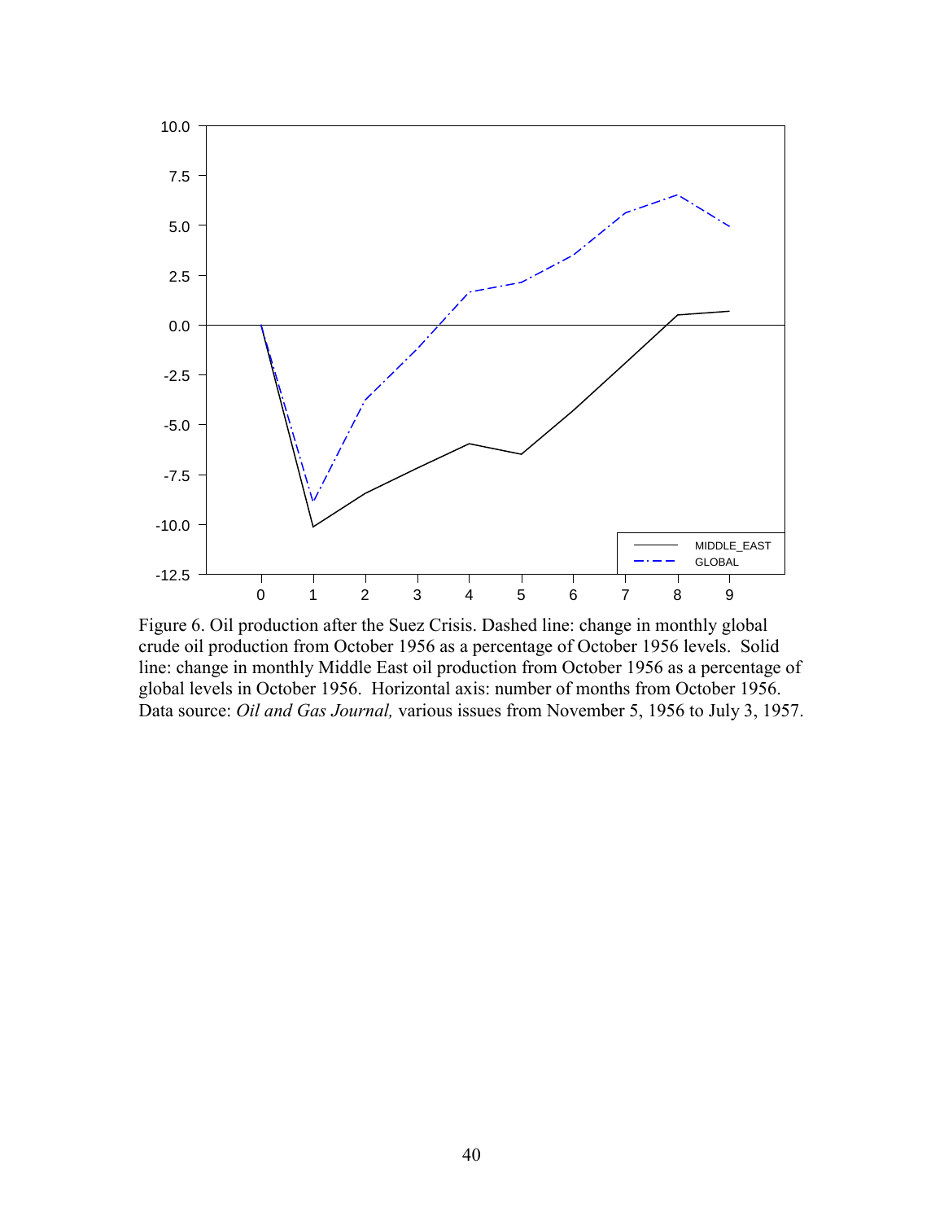Figure 6. Oil production after the Suez Crisis. Dashed line: change in monthly global crude oil production from October 1956 as a percentage of October 1956 levels. Solid line: change in monthly Middle East oil production from October 1956 as a percentage of global levels in October 1956. Horizontal axis: number of months from October 1956. Data source: *Oil and Gas Journal,* various issues from November 5, 1956 to July 3, 1957.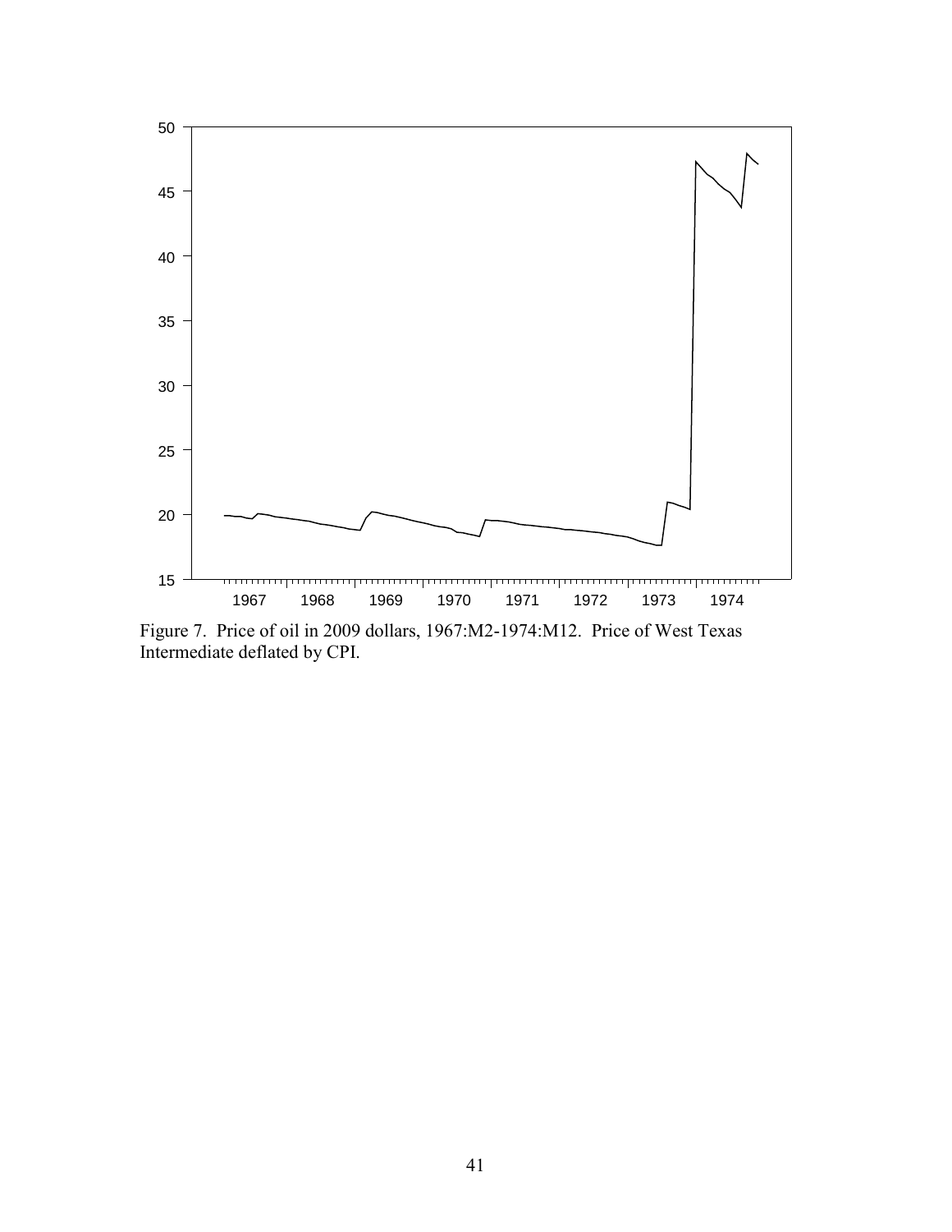Figure 7. Price of oil in 2009 dollars, 1967:M2-1974:M12. Price of West Texas Intermediate deflated by CPI.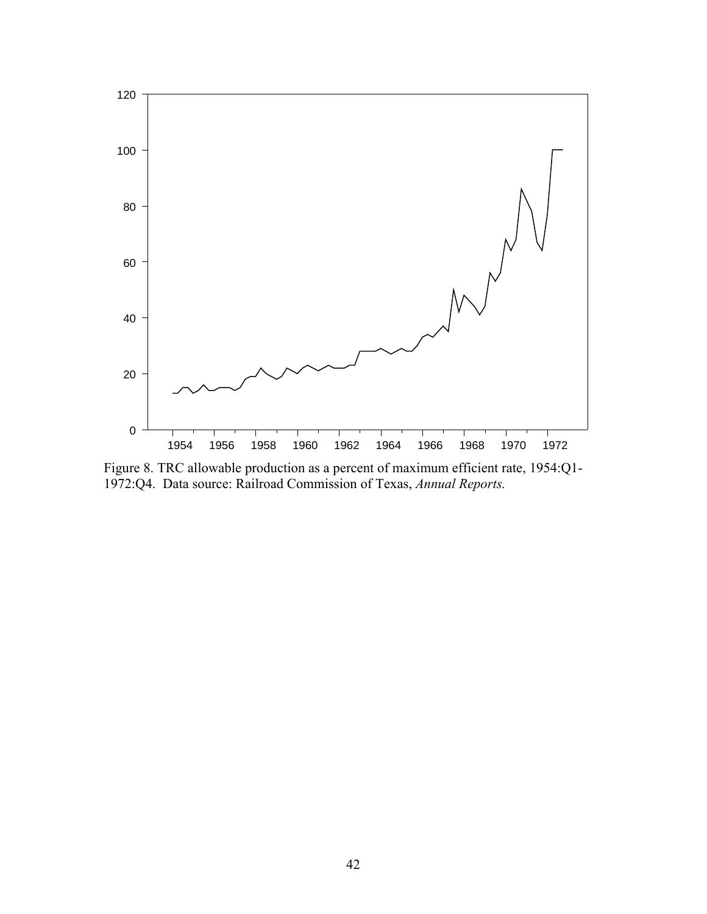Figure 8. TRC allowable production as a percent of maximum efficient rate, 1954:Q1-1972:Q4. Data source: Railroad Commission of Texas, *Annual Reports.*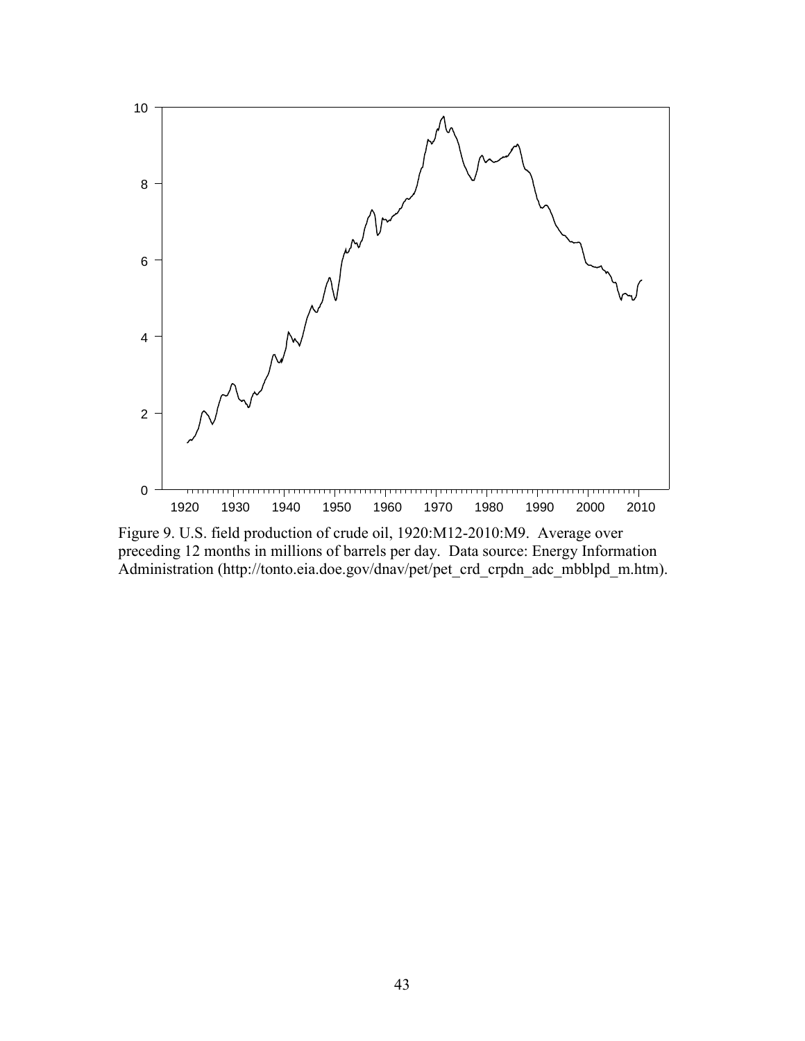Figure 9. U.S. field production of crude oil, 1920:M12-2010:M9. Average over preceding 12 months in millions of barrels per day. Data source: Energy Information Administration (http://tonto.eia.doe.gov/dnav/pet/pet_crd_crpdn_adc_mbblpd_m.htm).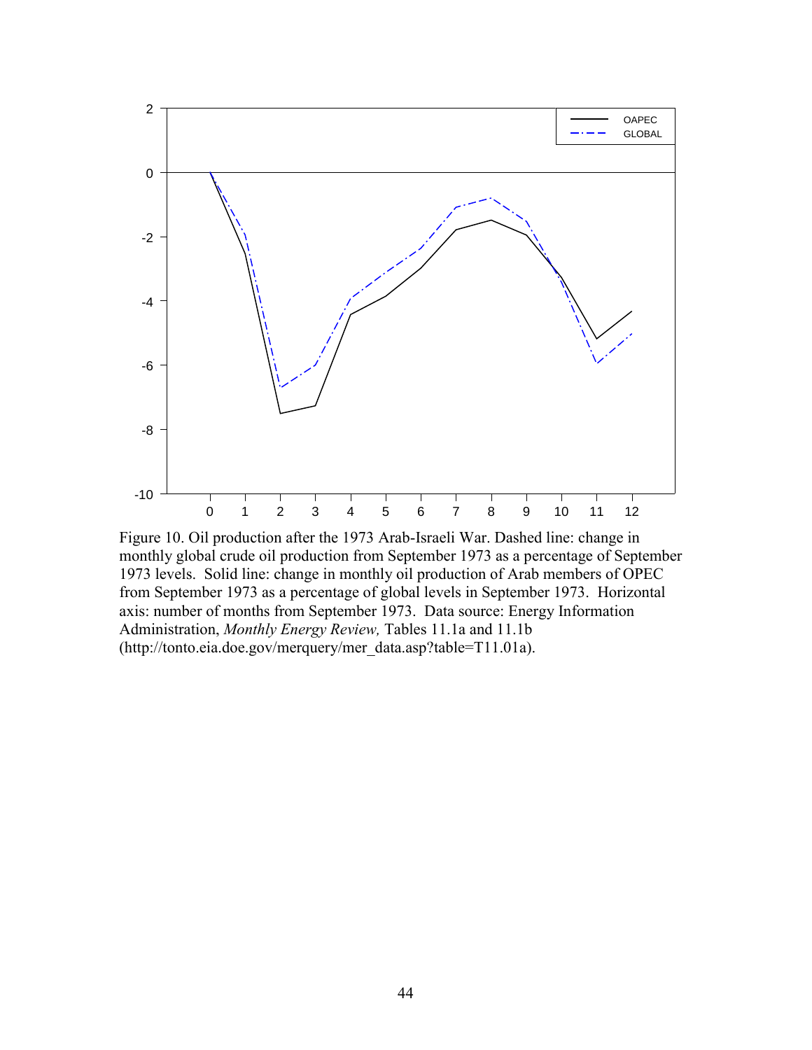Figure 10. Oil production after the 1973 Arab-Israeli War. Dashed line: change in monthly global crude oil production from September 1973 as a percentage of September 1973 levels. Solid line: change in monthly oil production of Arab members of OPEC from September 1973 as a percentage of global levels in September 1973. Horizontal axis: number of months from September 1973. Data source: Energy Information Administration, *Monthly Energy Review,* Tables 11.1a and 11.1b (http://tonto.eia.doe.gov/merquery/mer_data.asp?table=T11.01a).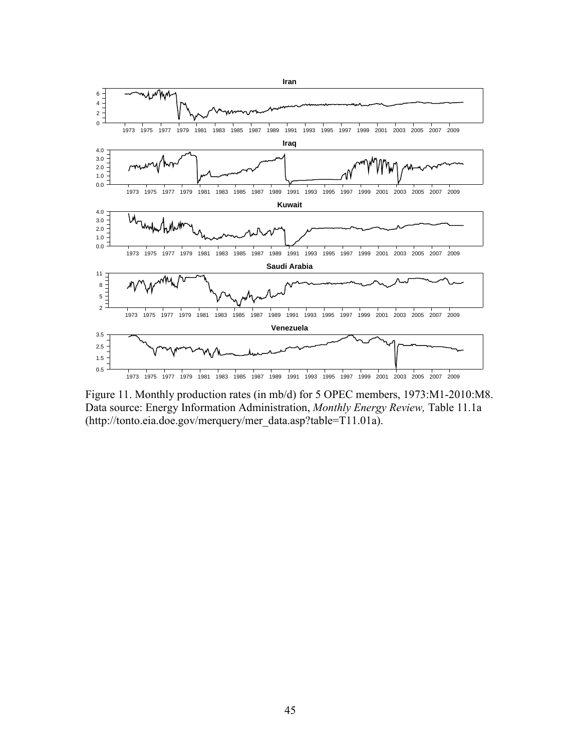Figure 11. Monthly production rates (in mb/d) for 5 OPEC members, 1973:M1-2010:M8. Data source: Energy Information Administration, *Monthly Energy Review,* Table 11.1a (http://tonto.eia.doe.gov/merquery/mer_data.asp?table=T11.01a).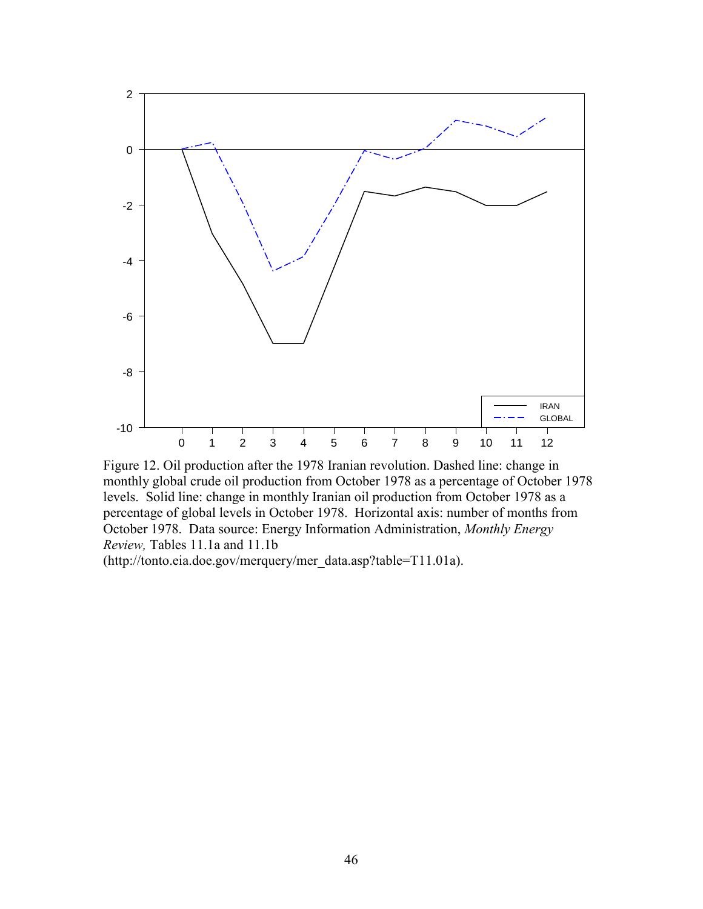Figure 12. Oil production after the 1978 Iranian revolution. Dashed line: change in monthly global crude oil production from October 1978 as a percentage of October 1978 levels. Solid line: change in monthly Iranian oil production from October 1978 as a percentage of global levels in October 1978. Horizontal axis: number of months from October 1978. Data source: Energy Information Administration, *Monthly Energy Review,* Tables 11.1a and 11.1b (http://tonto.eia.doe.gov/merquery/mer_data.asp?table=T11.01a).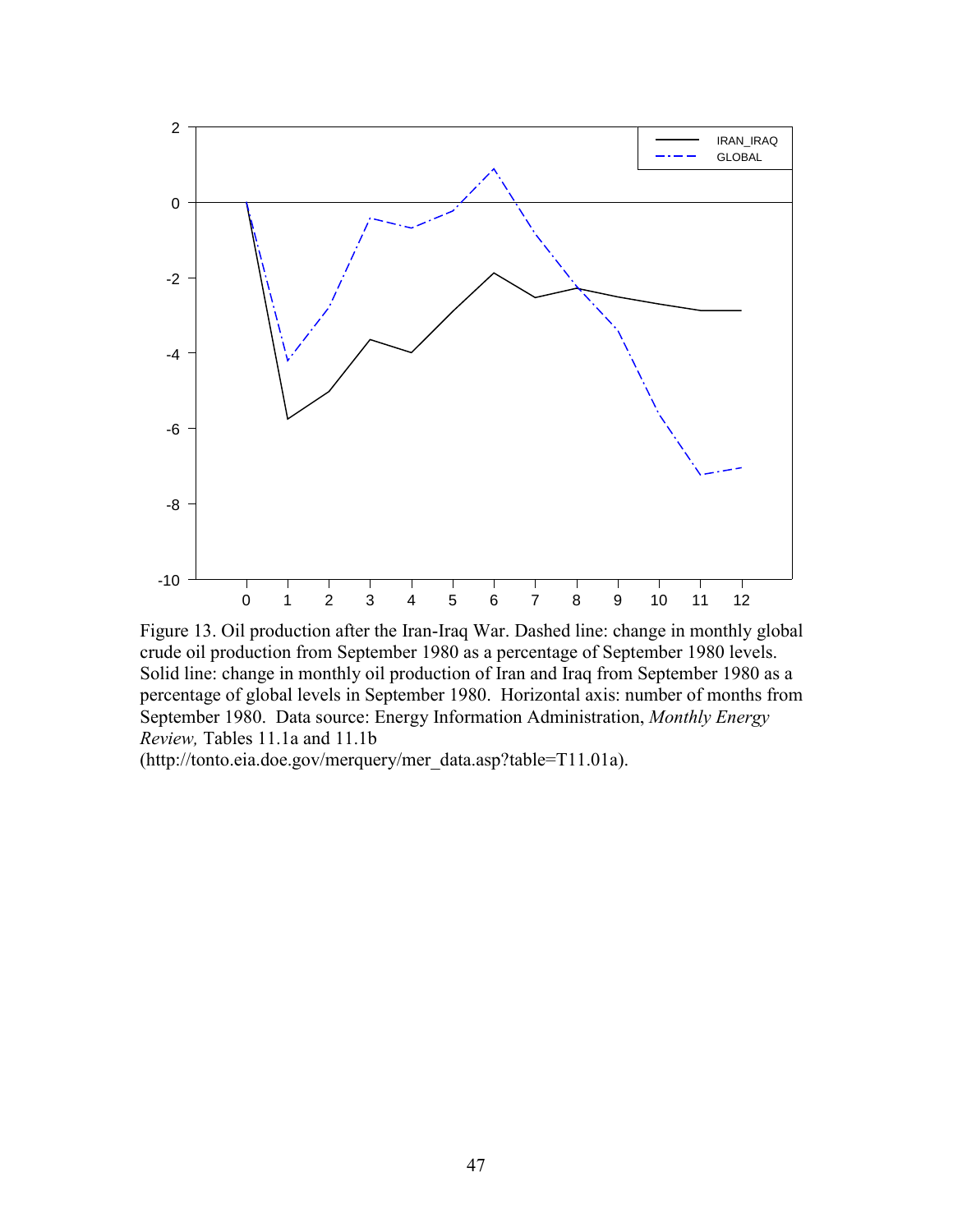Figure 13. Oil production after the Iran-Iraq War. Dashed line: change in monthly global crude oil production from September 1980 as a percentage of September 1980 levels. Solid line: change in monthly oil production of Iran and Iraq from September 1980 as a percentage of global levels in September 1980. Horizontal axis: number of months from September 1980. Data source: Energy Information Administration, *Monthly Energy Review,* Tables 11.1a and 11.1b (http://tonto.eia.doe.gov/merquery/mer_data.asp?table=T11.01a).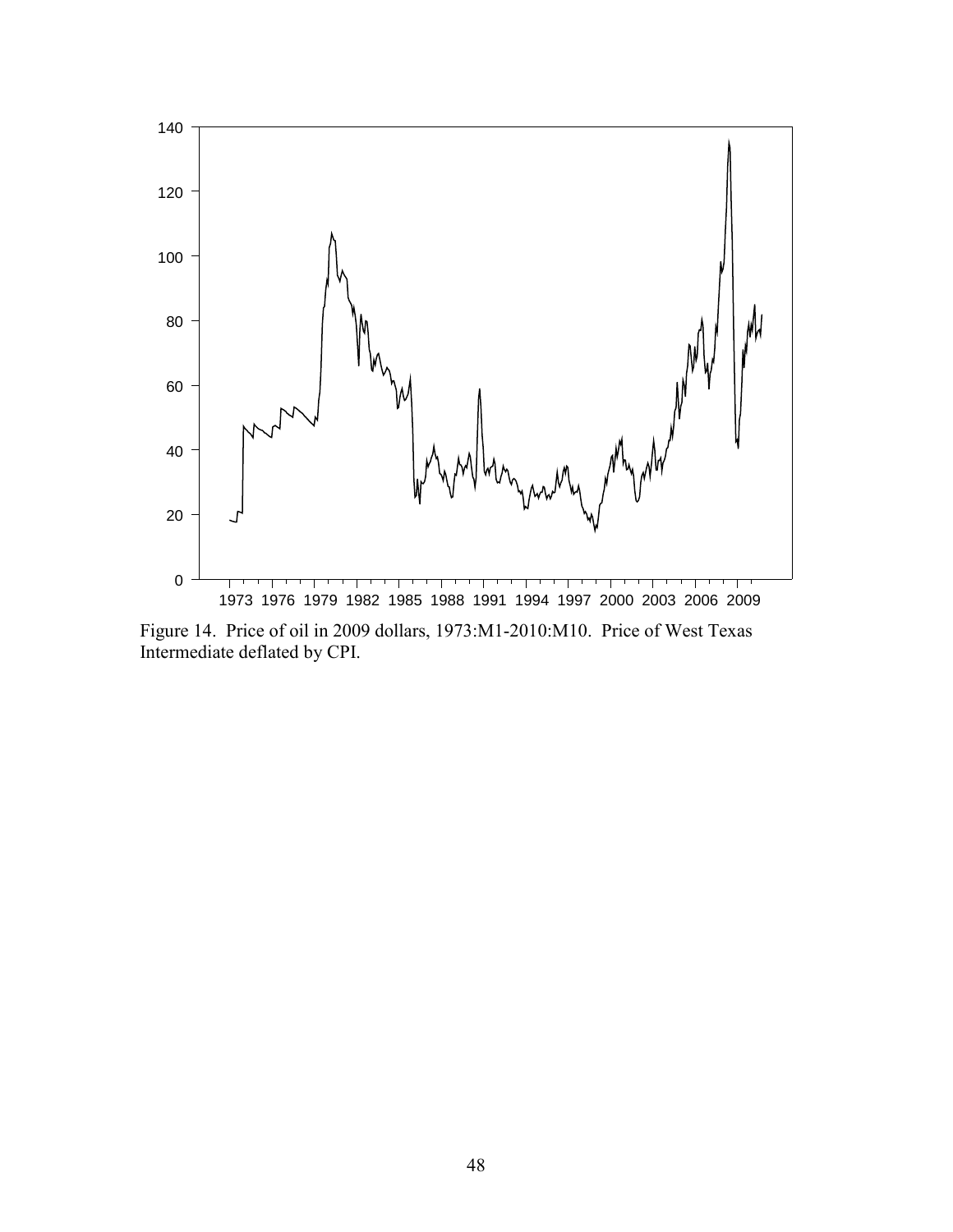Figure 14. Price of oil in 2009 dollars, 1973:M1-2010:M10. Price of West Texas Intermediate deflated by CPI.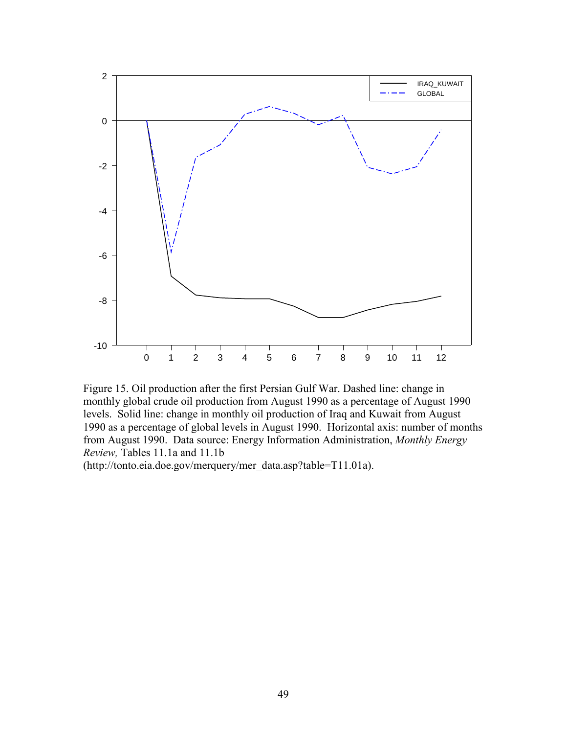Figure 15. Oil production after the first Persian Gulf War. Dashed line: change in monthly global crude oil production from August 1990 as a percentage of August 1990 levels. Solid line: change in monthly oil production of Iraq and Kuwait from August 1990 as a percentage of global levels in August 1990. Horizontal axis: number of months from August 1990. Data source: Energy Information Administration, *Monthly Energy Review,* Tables 11.1a and 11.1b (http://tonto.eia.doe.gov/merquery/mer_data.asp?table=T11.01a).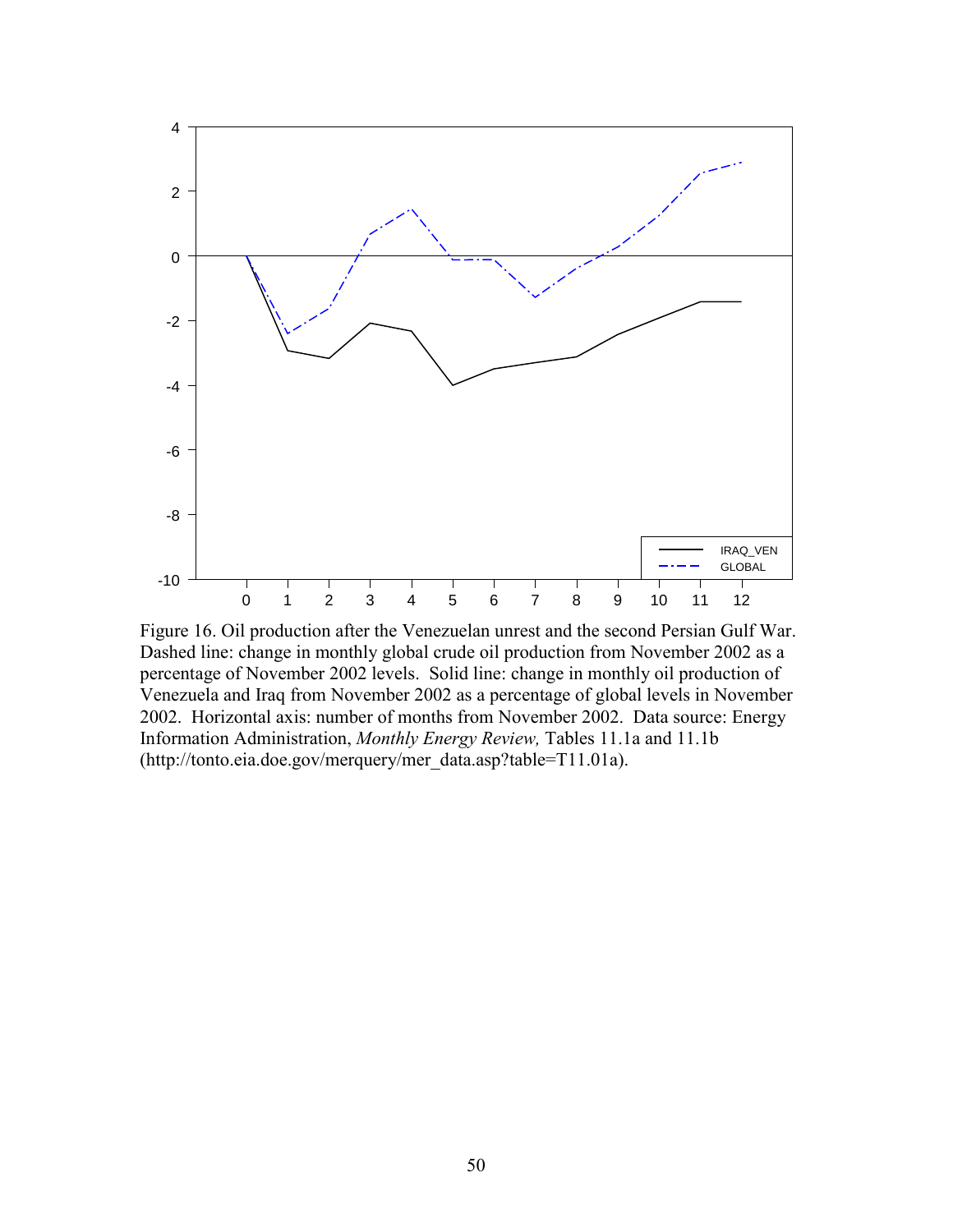Figure 16. Oil production after the Venezuelan unrest and the second Persian Gulf War. Dashed line: change in monthly global crude oil production from November 2002 as a percentage of November 2002 levels. Solid line: change in monthly oil production of Venezuela and Iraq from November 2002 as a percentage of global levels in November 2002. Horizontal axis: number of months from November 2002. Data source: Energy Information Administration, *Monthly Energy Review,* Tables 11.1a and 11.1b (http://tonto.eia.doe.gov/merquery/mer_data.asp?table=T11.01a).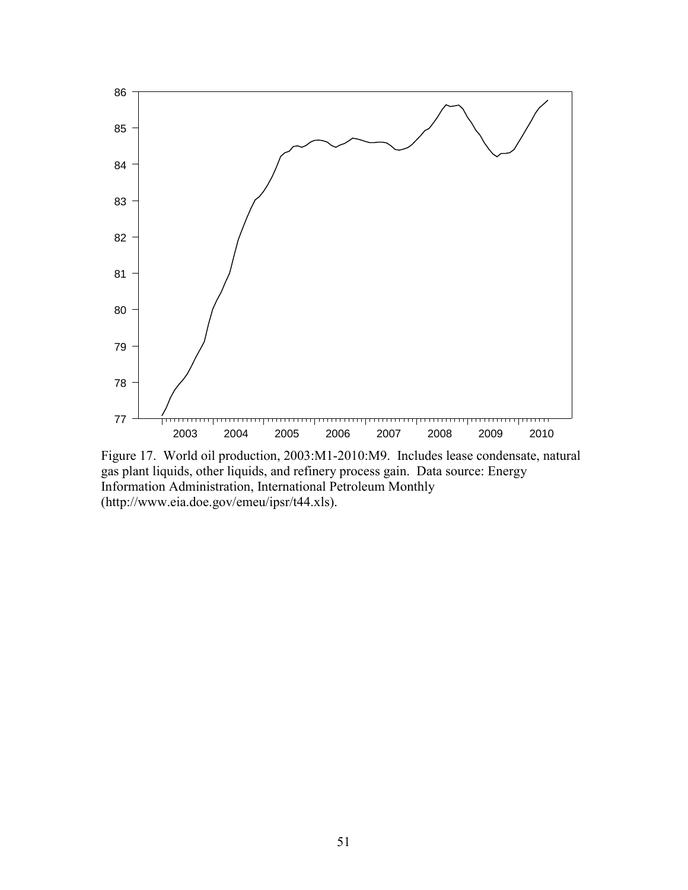86
85
84
83
82
81
80
79
78
77

2003 2004 2005 2006 2007 2008 2009 2010

Figure 17. World oil production, 2003:M1-2010:M9. Includes lease condensate, natural gas plant liquids, other liquids, and refinery process gain. Data source: Energy Information Administration, International Petroleum Monthly (http://www.eia.doe.gov/emeu/ipsr/t44.xls).